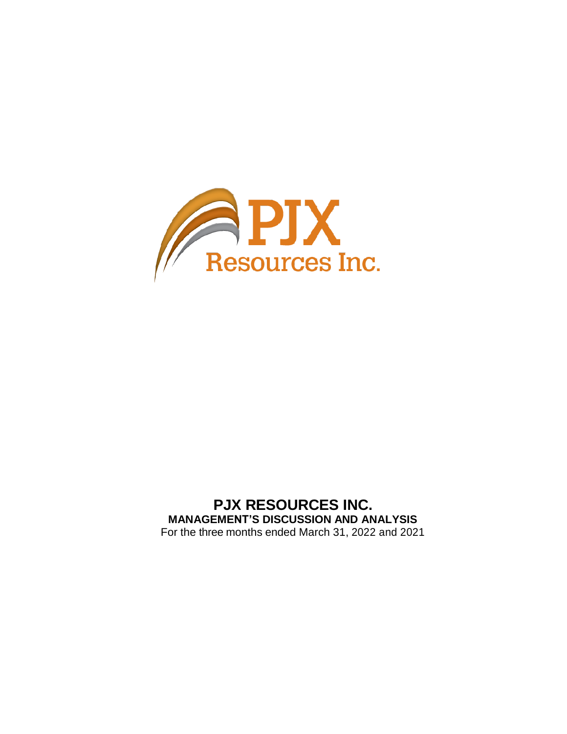# PJX RESOURCES INC.

## MANAGEMENT'S DISCUSSION AND ANALYSIS

For the three months ended March 31, 2022 and 2021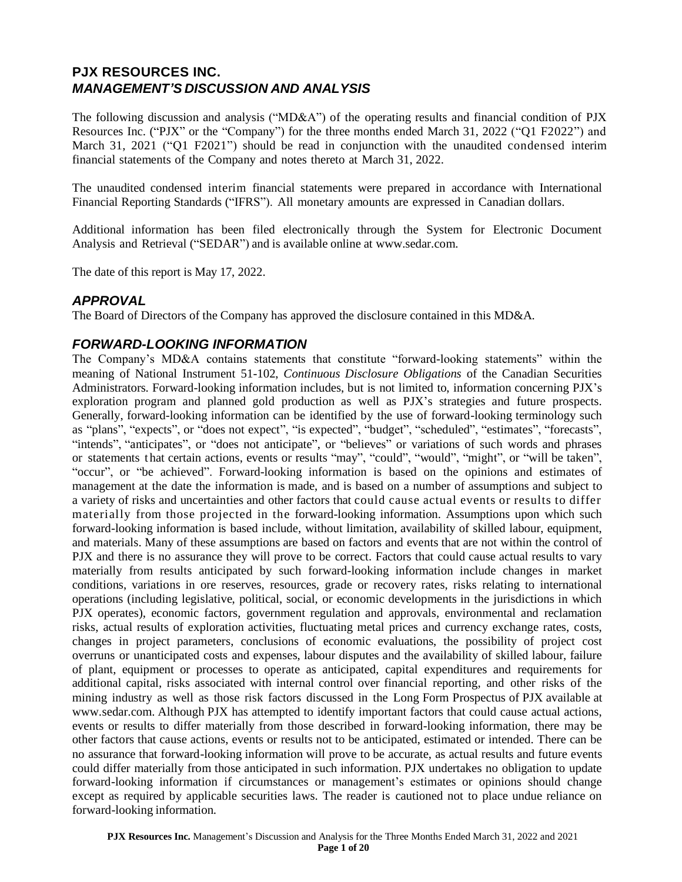# PJX RESOURCES INC.
## *MANAGEMENT'S DISCUSSION AND ANALYSIS*

The following discussion and analysis ("MD&A") of the operating results and financial condition of PJX Resources Inc. ("PJX" or the "Company") for the three months ended March 31, 2022 ("Q1 F2022") and March 31, 2021 ("Q1 F2021") should be read in conjunction with the unaudited condensed interim financial statements of the Company and notes thereto at March 31, 2022.

The unaudited condensed interim financial statements were prepared in accordance with International Financial Reporting Standards ("IFRS"). All monetary amounts are expressed in Canadian dollars.

Additional information has been filed electronically through the System for Electronic Document Analysis and Retrieval ("SEDAR") and is available online at www.sedar.com.

The date of this report is May 17, 2022.

## *APPROVAL*

The Board of Directors of the Company has approved the disclosure contained in this MD&A.

## *FORWARD-LOOKING INFORMATION*

The Company's MD&A contains statements that constitute "forward-looking statements" within the meaning of National Instrument 51-102, *Continuous Disclosure Obligations* of the Canadian Securities Administrators. Forward-looking information includes, but is not limited to, information concerning PJX's exploration program and planned gold production as well as PJX's strategies and future prospects. Generally, forward-looking information can be identified by the use of forward-looking terminology such as "plans", "expects", or "does not expect", "is expected", "budget", "scheduled", "estimates", "forecasts", "intends", "anticipates", or "does not anticipate", or "believes" or variations of such words and phrases or statements that certain actions, events or results "may", "could", "would", "might", or "will be taken", "occur", or "be achieved". Forward-looking information is based on the opinions and estimates of management at the date the information is made, and is based on a number of assumptions and subject to a variety of risks and uncertainties and other factors that could cause actual events or results to differ materially from those projected in the forward-looking information. Assumptions upon which such forward-looking information is based include, without limitation, availability of skilled labour, equipment, and materials. Many of these assumptions are based on factors and events that are not within the control of PJX and there is no assurance they will prove to be correct. Factors that could cause actual results to vary materially from results anticipated by such forward-looking information include changes in market conditions, variations in ore reserves, resources, grade or recovery rates, risks relating to international operations (including legislative, political, social, or economic developments in the jurisdictions in which PJX operates), economic factors, government regulation and approvals, environmental and reclamation risks, actual results of exploration activities, fluctuating metal prices and currency exchange rates, costs, changes in project parameters, conclusions of economic evaluations, the possibility of project cost overruns or unanticipated costs and expenses, labour disputes and the availability of skilled labour, failure of plant, equipment or processes to operate as anticipated, capital expenditures and requirements for additional capital, risks associated with internal control over financial reporting, and other risks of the mining industry as well as those risk factors discussed in the Long Form Prospectus of PJX available at www.sedar.com. Although PJX has attempted to identify important factors that could cause actual actions, events or results to differ materially from those described in forward-looking information, there may be other factors that cause actions, events or results not to be anticipated, estimated or intended. There can be no assurance that forward-looking information will prove to be accurate, as actual results and future events could differ materially from those anticipated in such information. PJX undertakes no obligation to update forward-looking information if circumstances or management's estimates or opinions should change except as required by applicable securities laws. The reader is cautioned not to place undue reliance on forward-looking information.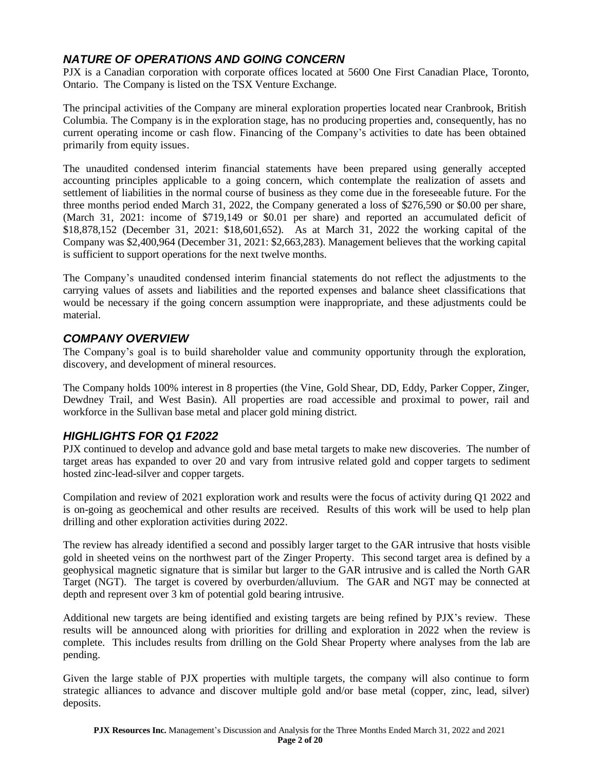## *NATURE OF OPERATIONS AND GOING CONCERN*

PJX is a Canadian corporation with corporate offices located at 5600 One First Canadian Place, Toronto, Ontario. The Company is listed on the TSX Venture Exchange.

The principal activities of the Company are mineral exploration properties located near Cranbrook, British Columbia. The Company is in the exploration stage, has no producing properties and, consequently, has no current operating income or cash flow. Financing of the Company's activities to date has been obtained primarily from equity issues.

The unaudited condensed interim financial statements have been prepared using generally accepted accounting principles applicable to a going concern, which contemplate the realization of assets and settlement of liabilities in the normal course of business as they come due in the foreseeable future. For the three months period ended March 31, 2022, the Company generated a loss of $276,590 or $0.00 per share, (March 31, 2021: income of $719,149 or $0.01 per share) and reported an accumulated deficit of $18,878,152 (December 31, 2021: $18,601,652). As at March 31, 2022 the working capital of the Company was $2,400,964 (December 31, 2021: $2,663,283). Management believes that the working capital is sufficient to support operations for the next twelve months.

The Company's unaudited condensed interim financial statements do not reflect the adjustments to the carrying values of assets and liabilities and the reported expenses and balance sheet classifications that would be necessary if the going concern assumption were inappropriate, and these adjustments could be material.

## *COMPANY OVERVIEW*

The Company's goal is to build shareholder value and community opportunity through the exploration, discovery, and development of mineral resources.

The Company holds 100% interest in 8 properties (the Vine, Gold Shear, DD, Eddy, Parker Copper, Zinger, Dewdney Trail, and West Basin). All properties are road accessible and proximal to power, rail and workforce in the Sullivan base metal and placer gold mining district.

## *HIGHLIGHTS FOR Q1 F2022*

PJX continued to develop and advance gold and base metal targets to make new discoveries. The number of target areas has expanded to over 20 and vary from intrusive related gold and copper targets to sediment hosted zinc-lead-silver and copper targets.

Compilation and review of 2021 exploration work and results were the focus of activity during Q1 2022 and is on-going as geochemical and other results are received. Results of this work will be used to help plan drilling and other exploration activities during 2022.

The review has already identified a second and possibly larger target to the GAR intrusive that hosts visible gold in sheeted veins on the northwest part of the Zinger Property. This second target area is defined by a geophysical magnetic signature that is similar but larger to the GAR intrusive and is called the North GAR Target (NGT). The target is covered by overburden/alluvium. The GAR and NGT may be connected at depth and represent over 3 km of potential gold bearing intrusive.

Additional new targets are being identified and existing targets are being refined by PJX's review. These results will be announced along with priorities for drilling and exploration in 2022 when the review is complete. This includes results from drilling on the Gold Shear Property where analyses from the lab are pending.

Given the large stable of PJX properties with multiple targets, the company will also continue to form strategic alliances to advance and discover multiple gold and/or base metal (copper, zinc, lead, silver) deposits.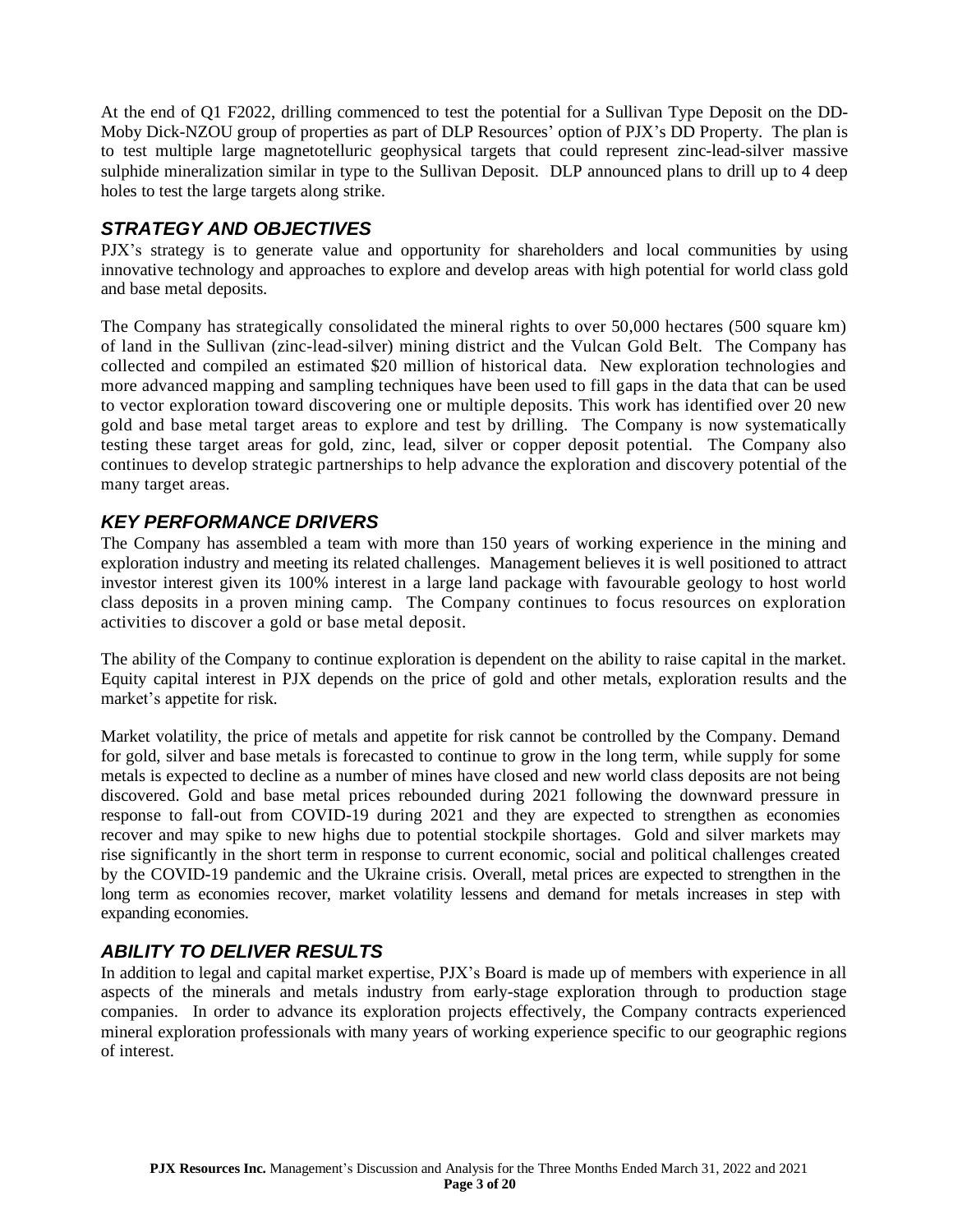At the end of Q1 F2022, drilling commenced to test the potential for a Sullivan Type Deposit on the DD-Moby Dick-NZOU group of properties as part of DLP Resources' option of PJX's DD Property. The plan is to test multiple large magnetotelluric geophysical targets that could represent zinc-lead-silver massive sulphide mineralization similar in type to the Sullivan Deposit. DLP announced plans to drill up to 4 deep holes to test the large targets along strike.

## *STRATEGY AND OBJECTIVES*

PJX's strategy is to generate value and opportunity for shareholders and local communities by using innovative technology and approaches to explore and develop areas with high potential for world class gold and base metal deposits.

The Company has strategically consolidated the mineral rights to over 50,000 hectares (500 square km) of land in the Sullivan (zinc-lead-silver) mining district and the Vulcan Gold Belt. The Company has collected and compiled an estimated $20 million of historical data. New exploration technologies and more advanced mapping and sampling techniques have been used to fill gaps in the data that can be used to vector exploration toward discovering one or multiple deposits. This work has identified over 20 new gold and base metal target areas to explore and test by drilling. The Company is now systematically testing these target areas for gold, zinc, lead, silver or copper deposit potential. The Company also continues to develop strategic partnerships to help advance the exploration and discovery potential of the many target areas.

## *KEY PERFORMANCE DRIVERS*

The Company has assembled a team with more than 150 years of working experience in the mining and exploration industry and meeting its related challenges. Management believes it is well positioned to attract investor interest given its 100% interest in a large land package with favourable geology to host world class deposits in a proven mining camp. The Company continues to focus resources on exploration activities to discover a gold or base metal deposit.

The ability of the Company to continue exploration is dependent on the ability to raise capital in the market. Equity capital interest in PJX depends on the price of gold and other metals, exploration results and the market's appetite for risk.

Market volatility, the price of metals and appetite for risk cannot be controlled by the Company. Demand for gold, silver and base metals is forecasted to continue to grow in the long term, while supply for some metals is expected to decline as a number of mines have closed and new world class deposits are not being discovered. Gold and base metal prices rebounded during 2021 following the downward pressure in response to fall-out from COVID-19 during 2021 and they are expected to strengthen as economies recover and may spike to new highs due to potential stockpile shortages. Gold and silver markets may rise significantly in the short term in response to current economic, social and political challenges created by the COVID-19 pandemic and the Ukraine crisis. Overall, metal prices are expected to strengthen in the long term as economies recover, market volatility lessens and demand for metals increases in step with expanding economies.

## *ABILITY TO DELIVER RESULTS*

In addition to legal and capital market expertise, PJX's Board is made up of members with experience in all aspects of the minerals and metals industry from early-stage exploration through to production stage companies. In order to advance its exploration projects effectively, the Company contracts experienced mineral exploration professionals with many years of working experience specific to our geographic regions of interest.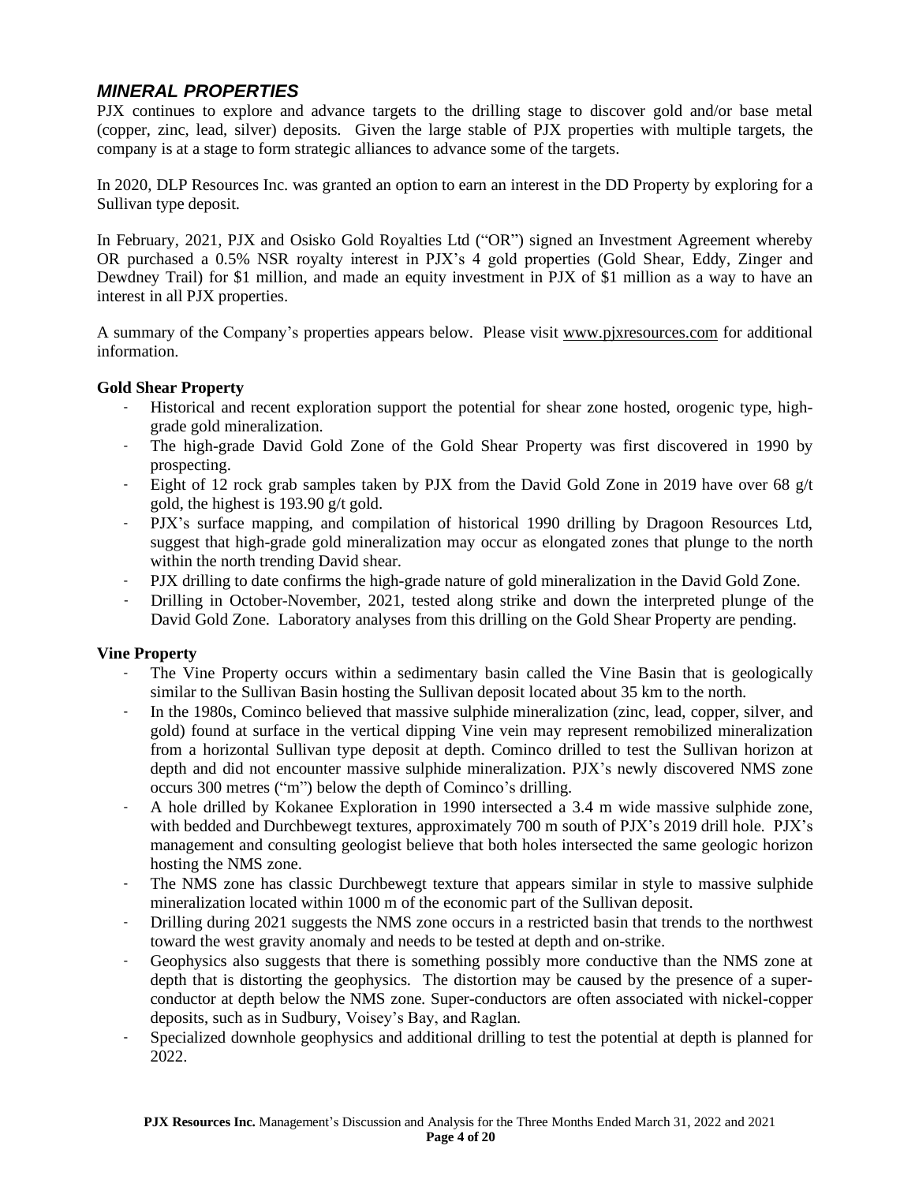## *MINERAL PROPERTIES*

PJX continues to explore and advance targets to the drilling stage to discover gold and/or base metal (copper, zinc, lead, silver) deposits. Given the large stable of PJX properties with multiple targets, the company is at a stage to form strategic alliances to advance some of the targets.

In 2020, DLP Resources Inc. was granted an option to earn an interest in the DD Property by exploring for a Sullivan type deposit.

In February, 2021, PJX and Osisko Gold Royalties Ltd ("OR") signed an Investment Agreement whereby OR purchased a 0.5% NSR royalty interest in PJX's 4 gold properties (Gold Shear, Eddy, Zinger and Dewdney Trail) for $1 million, and made an equity investment in PJX of $1 million as a way to have an interest in all PJX properties.

A summary of the Company's properties appears below. Please visit www.pjxresources.com for additional information.

**Gold Shear Property**

- Historical and recent exploration support the potential for shear zone hosted, orogenic type, high-grade gold mineralization.
- The high-grade David Gold Zone of the Gold Shear Property was first discovered in 1990 by prospecting.
- Eight of 12 rock grab samples taken by PJX from the David Gold Zone in 2019 have over 68 g/t gold, the highest is 193.90 g/t gold.
- PJX's surface mapping, and compilation of historical 1990 drilling by Dragoon Resources Ltd, suggest that high-grade gold mineralization may occur as elongated zones that plunge to the north within the north trending David shear.
- PJX drilling to date confirms the high-grade nature of gold mineralization in the David Gold Zone.
- Drilling in October-November, 2021, tested along strike and down the interpreted plunge of the David Gold Zone. Laboratory analyses from this drilling on the Gold Shear Property are pending.

**Vine Property**

- The Vine Property occurs within a sedimentary basin called the Vine Basin that is geologically similar to the Sullivan Basin hosting the Sullivan deposit located about 35 km to the north.
- In the 1980s, Cominco believed that massive sulphide mineralization (zinc, lead, copper, silver, and gold) found at surface in the vertical dipping Vine vein may represent remobilized mineralization from a horizontal Sullivan type deposit at depth. Cominco drilled to test the Sullivan horizon at depth and did not encounter massive sulphide mineralization. PJX's newly discovered NMS zone occurs 300 metres ("m") below the depth of Cominco's drilling.
- A hole drilled by Kokanee Exploration in 1990 intersected a 3.4 m wide massive sulphide zone, with bedded and Durchbewegt textures, approximately 700 m south of PJX's 2019 drill hole. PJX's management and consulting geologist believe that both holes intersected the same geologic horizon hosting the NMS zone.
- The NMS zone has classic Durchbewegt texture that appears similar in style to massive sulphide mineralization located within 1000 m of the economic part of the Sullivan deposit.
- Drilling during 2021 suggests the NMS zone occurs in a restricted basin that trends to the northwest toward the west gravity anomaly and needs to be tested at depth and on-strike.
- Geophysics also suggests that there is something possibly more conductive than the NMS zone at depth that is distorting the geophysics. The distortion may be caused by the presence of a super-conductor at depth below the NMS zone. Super-conductors are often associated with nickel-copper deposits, such as in Sudbury, Voisey's Bay, and Raglan.
- Specialized downhole geophysics and additional drilling to test the potential at depth is planned for 2022.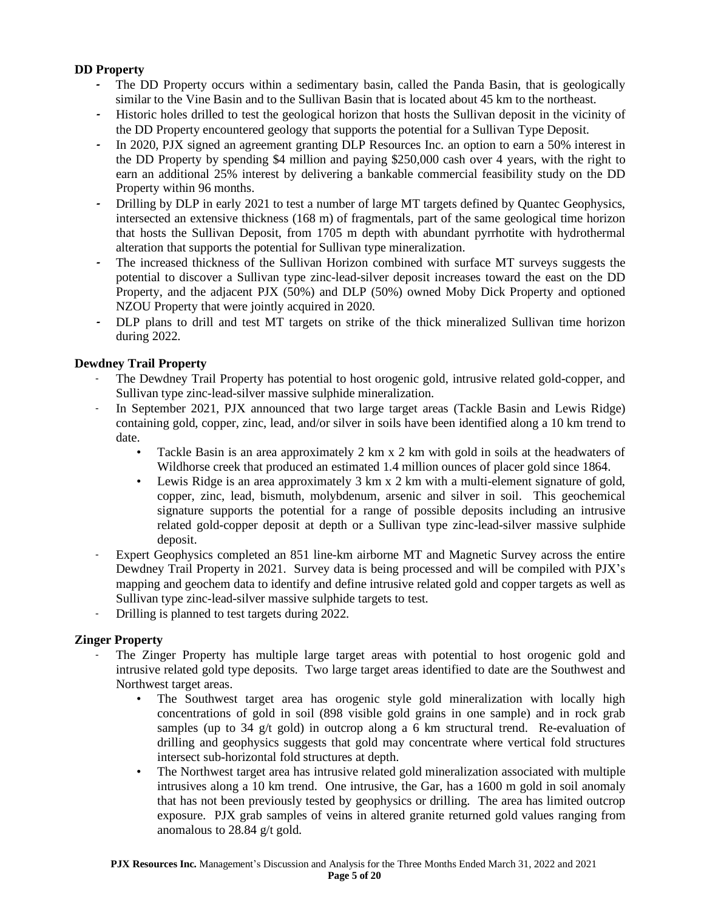**DD Property**

- The DD Property occurs within a sedimentary basin, called the Panda Basin, that is geologically similar to the Vine Basin and to the Sullivan Basin that is located about 45 km to the northeast.
- Historic holes drilled to test the geological horizon that hosts the Sullivan deposit in the vicinity of the DD Property encountered geology that supports the potential for a Sullivan Type Deposit.
- In 2020, PJX signed an agreement granting DLP Resources Inc. an option to earn a 50% interest in the DD Property by spending $4 million and paying $250,000 cash over 4 years, with the right to earn an additional 25% interest by delivering a bankable commercial feasibility study on the DD Property within 96 months.
- Drilling by DLP in early 2021 to test a number of large MT targets defined by Quantec Geophysics, intersected an extensive thickness (168 m) of fragmentals, part of the same geological time horizon that hosts the Sullivan Deposit, from 1705 m depth with abundant pyrrhotite with hydrothermal alteration that supports the potential for Sullivan type mineralization.
- The increased thickness of the Sullivan Horizon combined with surface MT surveys suggests the potential to discover a Sullivan type zinc-lead-silver deposit increases toward the east on the DD Property, and the adjacent PJX (50%) and DLP (50%) owned Moby Dick Property and optioned NZOU Property that were jointly acquired in 2020.
- DLP plans to drill and test MT targets on strike of the thick mineralized Sullivan time horizon during 2022.

**Dewdney Trail Property**

- The Dewdney Trail Property has potential to host orogenic gold, intrusive related gold-copper, and Sullivan type zinc-lead-silver massive sulphide mineralization.
- In September 2021, PJX announced that two large target areas (Tackle Basin and Lewis Ridge) containing gold, copper, zinc, lead, and/or silver in soils have been identified along a 10 km trend to date.
  - Tackle Basin is an area approximately 2 km x 2 km with gold in soils at the headwaters of Wildhorse creek that produced an estimated 1.4 million ounces of placer gold since 1864.
  - Lewis Ridge is an area approximately 3 km x 2 km with a multi-element signature of gold, copper, zinc, lead, bismuth, molybdenum, arsenic and silver in soil. This geochemical signature supports the potential for a range of possible deposits including an intrusive related gold-copper deposit at depth or a Sullivan type zinc-lead-silver massive sulphide deposit.
- Expert Geophysics completed an 851 line-km airborne MT and Magnetic Survey across the entire Dewdney Trail Property in 2021. Survey data is being processed and will be compiled with PJX's mapping and geochem data to identify and define intrusive related gold and copper targets as well as Sullivan type zinc-lead-silver massive sulphide targets to test.
- Drilling is planned to test targets during 2022.

**Zinger Property**

- The Zinger Property has multiple large target areas with potential to host orogenic gold and intrusive related gold type deposits. Two large target areas identified to date are the Southwest and Northwest target areas.
  - The Southwest target area has orogenic style gold mineralization with locally high concentrations of gold in soil (898 visible gold grains in one sample) and in rock grab samples (up to 34 g/t gold) in outcrop along a 6 km structural trend. Re-evaluation of drilling and geophysics suggests that gold may concentrate where vertical fold structures intersect sub-horizontal fold structures at depth.
  - The Northwest target area has intrusive related gold mineralization associated with multiple intrusives along a 10 km trend. One intrusive, the Gar, has a 1600 m gold in soil anomaly that has not been previously tested by geophysics or drilling. The area has limited outcrop exposure. PJX grab samples of veins in altered granite returned gold values ranging from anomalous to 28.84 g/t gold.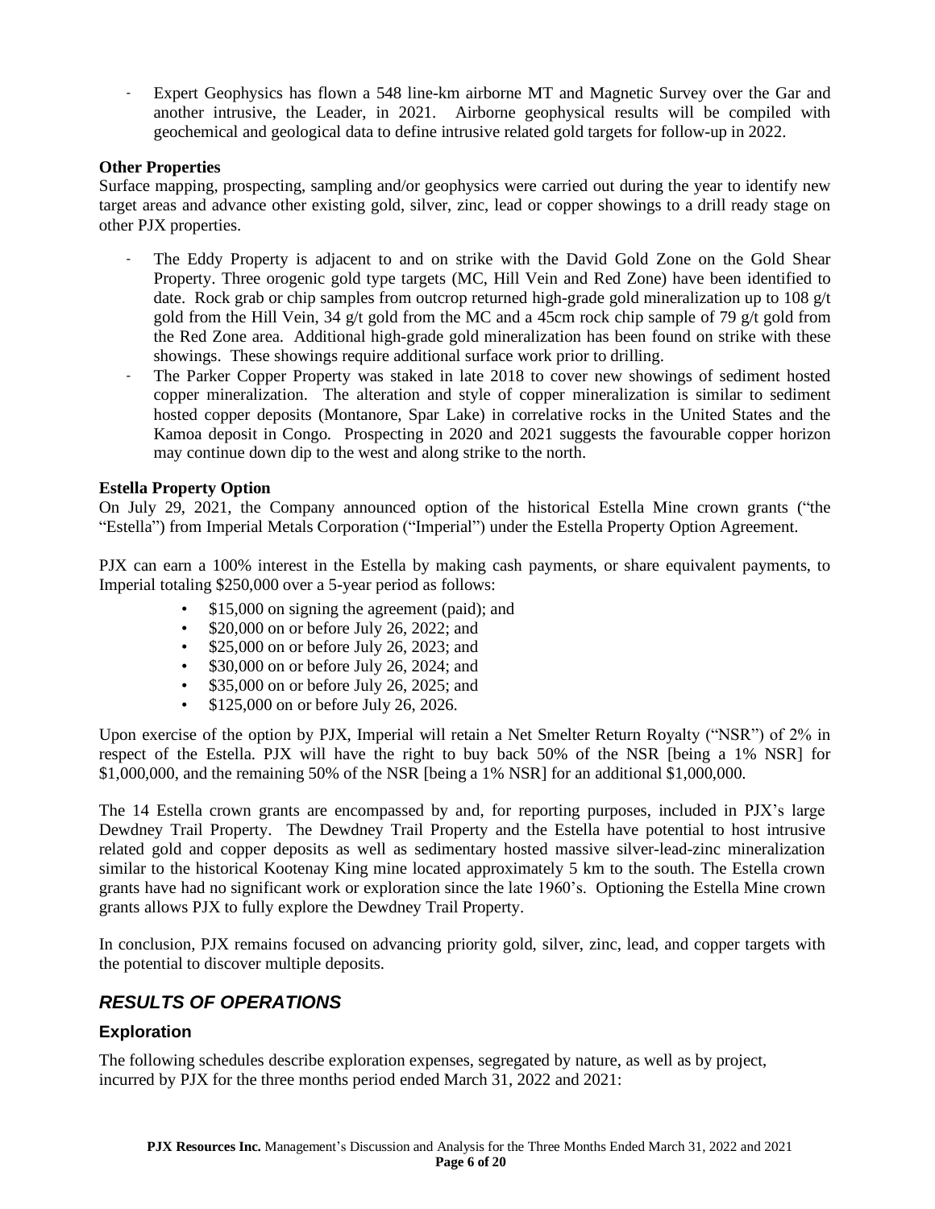- Expert Geophysics has flown a 548 line-km airborne MT and Magnetic Survey over the Gar and another intrusive, the Leader, in 2021. Airborne geophysical results will be compiled with geochemical and geological data to define intrusive related gold targets for follow-up in 2022.

**Other Properties**

Surface mapping, prospecting, sampling and/or geophysics were carried out during the year to identify new target areas and advance other existing gold, silver, zinc, lead or copper showings to a drill ready stage on other PJX properties.

- The Eddy Property is adjacent to and on strike with the David Gold Zone on the Gold Shear Property. Three orogenic gold type targets (MC, Hill Vein and Red Zone) have been identified to date. Rock grab or chip samples from outcrop returned high-grade gold mineralization up to 108 g/t gold from the Hill Vein, 34 g/t gold from the MC and a 45cm rock chip sample of 79 g/t gold from the Red Zone area. Additional high-grade gold mineralization has been found on strike with these showings. These showings require additional surface work prior to drilling.
- The Parker Copper Property was staked in late 2018 to cover new showings of sediment hosted copper mineralization. The alteration and style of copper mineralization is similar to sediment hosted copper deposits (Montanore, Spar Lake) in correlative rocks in the United States and the Kamoa deposit in Congo. Prospecting in 2020 and 2021 suggests the favourable copper horizon may continue down dip to the west and along strike to the north.

**Estella Property Option**

On July 29, 2021, the Company announced option of the historical Estella Mine crown grants ("the "Estella") from Imperial Metals Corporation ("Imperial") under the Estella Property Option Agreement.

PJX can earn a 100% interest in the Estella by making cash payments, or share equivalent payments, to Imperial totaling $250,000 over a 5-year period as follows:

- $15,000 on signing the agreement (paid); and
- $20,000 on or before July 26, 2022; and
- $25,000 on or before July 26, 2023; and
- $30,000 on or before July 26, 2024; and
- $35,000 on or before July 26, 2025; and
- $125,000 on or before July 26, 2026.

Upon exercise of the option by PJX, Imperial will retain a Net Smelter Return Royalty ("NSR") of 2% in respect of the Estella. PJX will have the right to buy back 50% of the NSR [being a 1% NSR] for $1,000,000, and the remaining 50% of the NSR [being a 1% NSR] for an additional $1,000,000.

The 14 Estella crown grants are encompassed by and, for reporting purposes, included in PJX's large Dewdney Trail Property. The Dewdney Trail Property and the Estella have potential to host intrusive related gold and copper deposits as well as sedimentary hosted massive silver-lead-zinc mineralization similar to the historical Kootenay King mine located approximately 5 km to the south. The Estella crown grants have had no significant work or exploration since the late 1960's. Optioning the Estella Mine crown grants allows PJX to fully explore the Dewdney Trail Property.

In conclusion, PJX remains focused on advancing priority gold, silver, zinc, lead, and copper targets with the potential to discover multiple deposits.

## *RESULTS OF OPERATIONS*

### Exploration

The following schedules describe exploration expenses, segregated by nature, as well as by project, incurred by PJX for the three months period ended March 31, 2022 and 2021: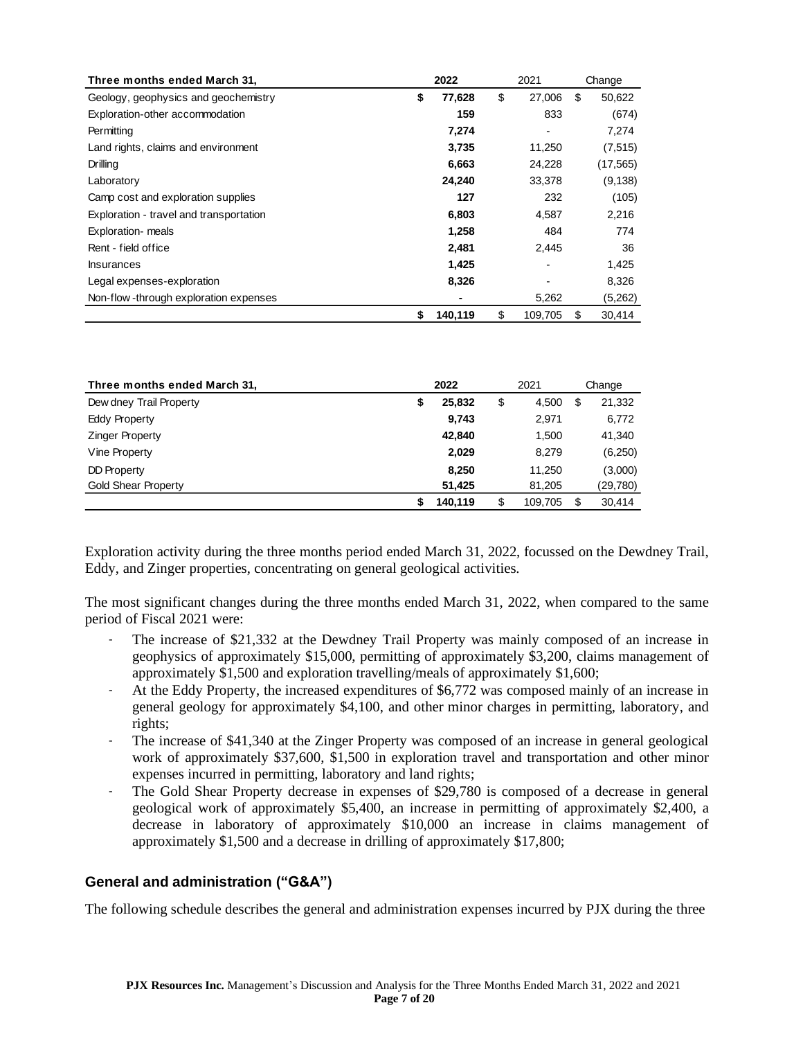| Three months ended March 31, | 2022 | 2021 | Change |
|---|---|---|---|
| Geology, geophysics and geochemistry | $ 77,628 | $ 27,006 | $ 50,622 |
| Exploration-other accommodation | 159 | 833 | (674) |
| Permitting | 7,274 | - | 7,274 |
| Land rights, claims and environment | 3,735 | 11,250 | (7,515) |
| Drilling | 6,663 | 24,228 | (17,565) |
| Laboratory | 24,240 | 33,378 | (9,138) |
| Camp cost and exploration supplies | 127 | 232 | (105) |
| Exploration - travel and transportation | 6,803 | 4,587 | 2,216 |
| Exploration- meals | 1,258 | 484 | 774 |
| Rent - field office | 2,481 | 2,445 | 36 |
| Insurances | 1,425 | - | 1,425 |
| Legal expenses-exploration | 8,326 | - | 8,326 |
| Non-flow -through exploration expenses | - | 5,262 | (5,262) |
| | $ 140,119 | $ 109,705 | $ 30,414 |

| Three months ended March 31, | 2022 | 2021 | Change |
|---|---|---|---|
| Dewdney Trail Property | $ 25,832 | $ 4,500 | $ 21,332 |
| Eddy Property | 9,743 | 2,971 | 6,772 |
| Zinger Property | 42,840 | 1,500 | 41,340 |
| Vine Property | 2,029 | 8,279 | (6,250) |
| DD Property | 8,250 | 11,250 | (3,000) |
| Gold Shear Property | 51,425 | 81,205 | (29,780) |
| | $ 140,119 | $ 109,705 | $ 30,414 |

Exploration activity during the three months period ended March 31, 2022, focussed on the Dewdney Trail, Eddy, and Zinger properties, concentrating on general geological activities.

The most significant changes during the three months ended March 31, 2022, when compared to the same period of Fiscal 2021 were:

- The increase of $21,332 at the Dewdney Trail Property was mainly composed of an increase in geophysics of approximately $15,000, permitting of approximately $3,200, claims management of approximately $1,500 and exploration travelling/meals of approximately $1,600;
- At the Eddy Property, the increased expenditures of $6,772 was composed mainly of an increase in general geology for approximately $4,100, and other minor charges in permitting, laboratory, and rights;
- The increase of $41,340 at the Zinger Property was composed of an increase in general geological work of approximately $37,600, $1,500 in exploration travel and transportation and other minor expenses incurred in permitting, laboratory and land rights;
- The Gold Shear Property decrease in expenses of $29,780 is composed of a decrease in general geological work of approximately $5,400, an increase in permitting of approximately $2,400, a decrease in laboratory of approximately $10,000 an increase in claims management of approximately $1,500 and a decrease in drilling of approximately $17,800;

## General and administration ("G&A")

The following schedule describes the general and administration expenses incurred by PJX during the three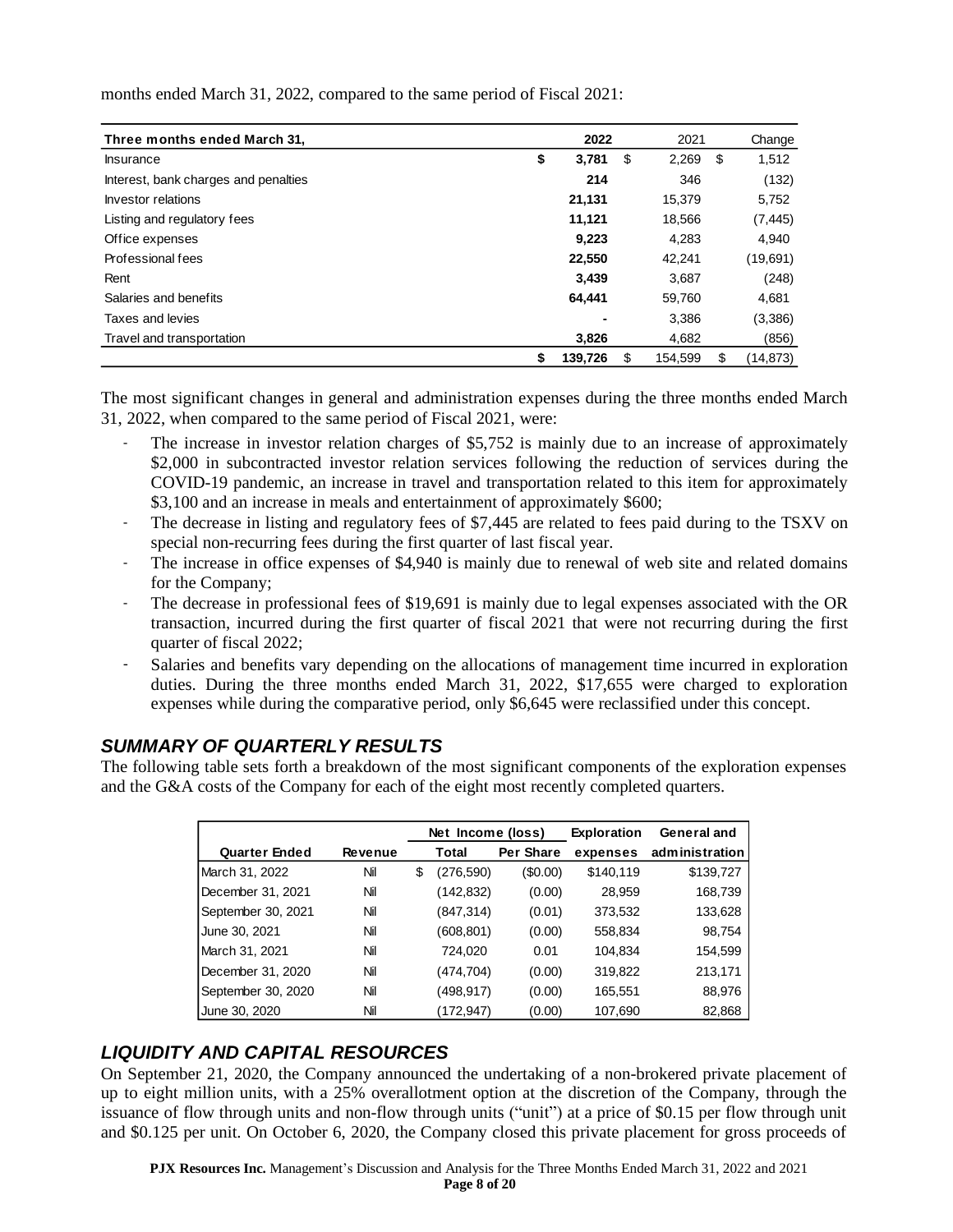months ended March 31, 2022, compared to the same period of Fiscal 2021:

| Three months ended March 31, | 2022 | 2021 | Change |
|---|---|---|---|
| Insurance | $ 3,781 | $ 2,269 | $ 1,512 |
| Interest, bank charges and penalties | 214 | 346 | (132) |
| Investor relations | 21,131 | 15,379 | 5,752 |
| Listing and regulatory fees | 11,121 | 18,566 | (7,445) |
| Office expenses | 9,223 | 4,283 | 4,940 |
| Professional fees | 22,550 | 42,241 | (19,691) |
| Rent | 3,439 | 3,687 | (248) |
| Salaries and benefits | 64,441 | 59,760 | 4,681 |
| Taxes and levies | - | 3,386 | (3,386) |
| Travel and transportation | 3,826 | 4,682 | (856) |
| | $ 139,726 | $ 154,599 | $ (14,873) |

The most significant changes in general and administration expenses during the three months ended March 31, 2022, when compared to the same period of Fiscal 2021, were:

- The increase in investor relation charges of $5,752 is mainly due to an increase of approximately $2,000 in subcontracted investor relation services following the reduction of services during the COVID-19 pandemic, an increase in travel and transportation related to this item for approximately $3,100 and an increase in meals and entertainment of approximately $600;
- The decrease in listing and regulatory fees of $7,445 are related to fees paid during to the TSXV on special non-recurring fees during the first quarter of last fiscal year.
- The increase in office expenses of $4,940 is mainly due to renewal of web site and related domains for the Company;
- The decrease in professional fees of $19,691 is mainly due to legal expenses associated with the OR transaction, incurred during the first quarter of fiscal 2021 that were not recurring during the first quarter of fiscal 2022;
- Salaries and benefits vary depending on the allocations of management time incurred in exploration duties. During the three months ended March 31, 2022, $17,655 were charged to exploration expenses while during the comparative period, only $6,645 were reclassified under this concept.

## *SUMMARY OF QUARTERLY RESULTS*

The following table sets forth a breakdown of the most significant components of the exploration expenses and the G&A costs of the Company for each of the eight most recently completed quarters.

| | | Net Income (loss) | | Exploration | General and |
|---|---|---|---|---|---|
| Quarter Ended | Revenue | Total | Per Share | expenses | administration |
| March 31, 2022 | Nil | $ (276,590) | ($0.00) | $140,119 | $139,727 |
| December 31, 2021 | Nil | (142,832) | (0.00) | 28,959 | 168,739 |
| September 30, 2021 | Nil | (847,314) | (0.01) | 373,532 | 133,628 |
| June 30, 2021 | Nil | (608,801) | (0.00) | 558,834 | 98,754 |
| March 31, 2021 | Nil | 724,020 | 0.01 | 104,834 | 154,599 |
| December 31, 2020 | Nil | (474,704) | (0.00) | 319,822 | 213,171 |
| September 30, 2020 | Nil | (498,917) | (0.00) | 165,551 | 88,976 |
| June 30, 2020 | Nil | (172,947) | (0.00) | 107,690 | 82,868 |

## *LIQUIDITY AND CAPITAL RESOURCES*

On September 21, 2020, the Company announced the undertaking of a non-brokered private placement of up to eight million units, with a 25% overallotment option at the discretion of the Company, through the issuance of flow through units and non-flow through units ("unit") at a price of $0.15 per flow through unit and $0.125 per unit. On October 6, 2020, the Company closed this private placement for gross proceeds of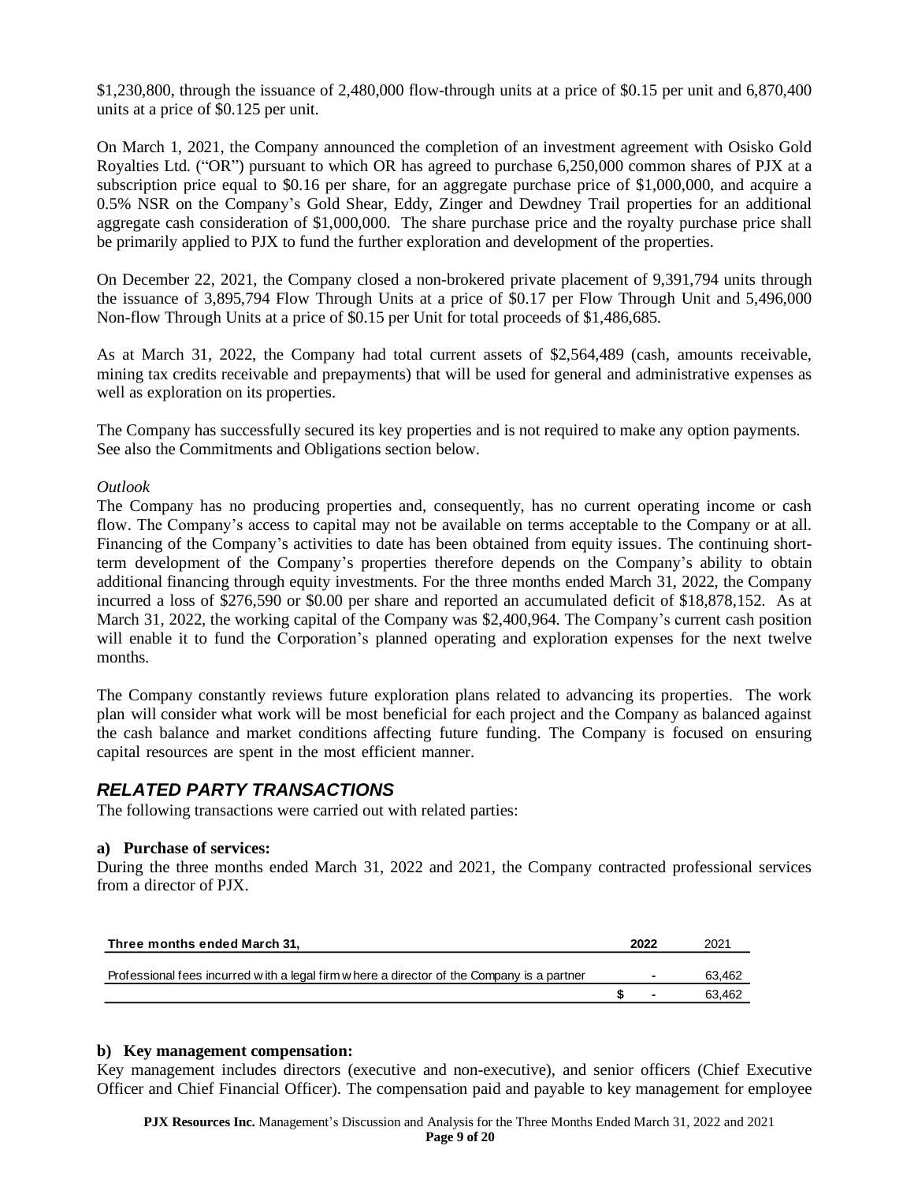$1,230,800, through the issuance of 2,480,000 flow-through units at a price of $0.15 per unit and 6,870,400 units at a price of $0.125 per unit.

On March 1, 2021, the Company announced the completion of an investment agreement with Osisko Gold Royalties Ltd. ("OR") pursuant to which OR has agreed to purchase 6,250,000 common shares of PJX at a subscription price equal to $0.16 per share, for an aggregate purchase price of $1,000,000, and acquire a 0.5% NSR on the Company's Gold Shear, Eddy, Zinger and Dewdney Trail properties for an additional aggregate cash consideration of $1,000,000. The share purchase price and the royalty purchase price shall be primarily applied to PJX to fund the further exploration and development of the properties.

On December 22, 2021, the Company closed a non-brokered private placement of 9,391,794 units through the issuance of 3,895,794 Flow Through Units at a price of $0.17 per Flow Through Unit and 5,496,000 Non-flow Through Units at a price of $0.15 per Unit for total proceeds of $1,486,685.

As at March 31, 2022, the Company had total current assets of $2,564,489 (cash, amounts receivable, mining tax credits receivable and prepayments) that will be used for general and administrative expenses as well as exploration on its properties.

The Company has successfully secured its key properties and is not required to make any option payments. See also the Commitments and Obligations section below.

*Outlook*

The Company has no producing properties and, consequently, has no current operating income or cash flow. The Company's access to capital may not be available on terms acceptable to the Company or at all. Financing of the Company's activities to date has been obtained from equity issues. The continuing short-term development of the Company's properties therefore depends on the Company's ability to obtain additional financing through equity investments. For the three months ended March 31, 2022, the Company incurred a loss of $276,590 or $0.00 per share and reported an accumulated deficit of $18,878,152. As at March 31, 2022, the working capital of the Company was $2,400,964. The Company's current cash position will enable it to fund the Corporation's planned operating and exploration expenses for the next twelve months.

The Company constantly reviews future exploration plans related to advancing its properties. The work plan will consider what work will be most beneficial for each project and the Company as balanced against the cash balance and market conditions affecting future funding. The Company is focused on ensuring capital resources are spent in the most efficient manner.

## *RELATED PARTY TRANSACTIONS*

The following transactions were carried out with related parties:

**a) Purchase of services:**

During the three months ended March 31, 2022 and 2021, the Company contracted professional services from a director of PJX.

| Three months ended March 31, | 2022 | 2021 |
|---|---|---|
| Professional fees incurred with a legal firm where a director of the Company is a partner | - | 63,462 |
| | $ - | 63,462 |

**b) Key management compensation:**

Key management includes directors (executive and non-executive), and senior officers (Chief Executive Officer and Chief Financial Officer). The compensation paid and payable to key management for employee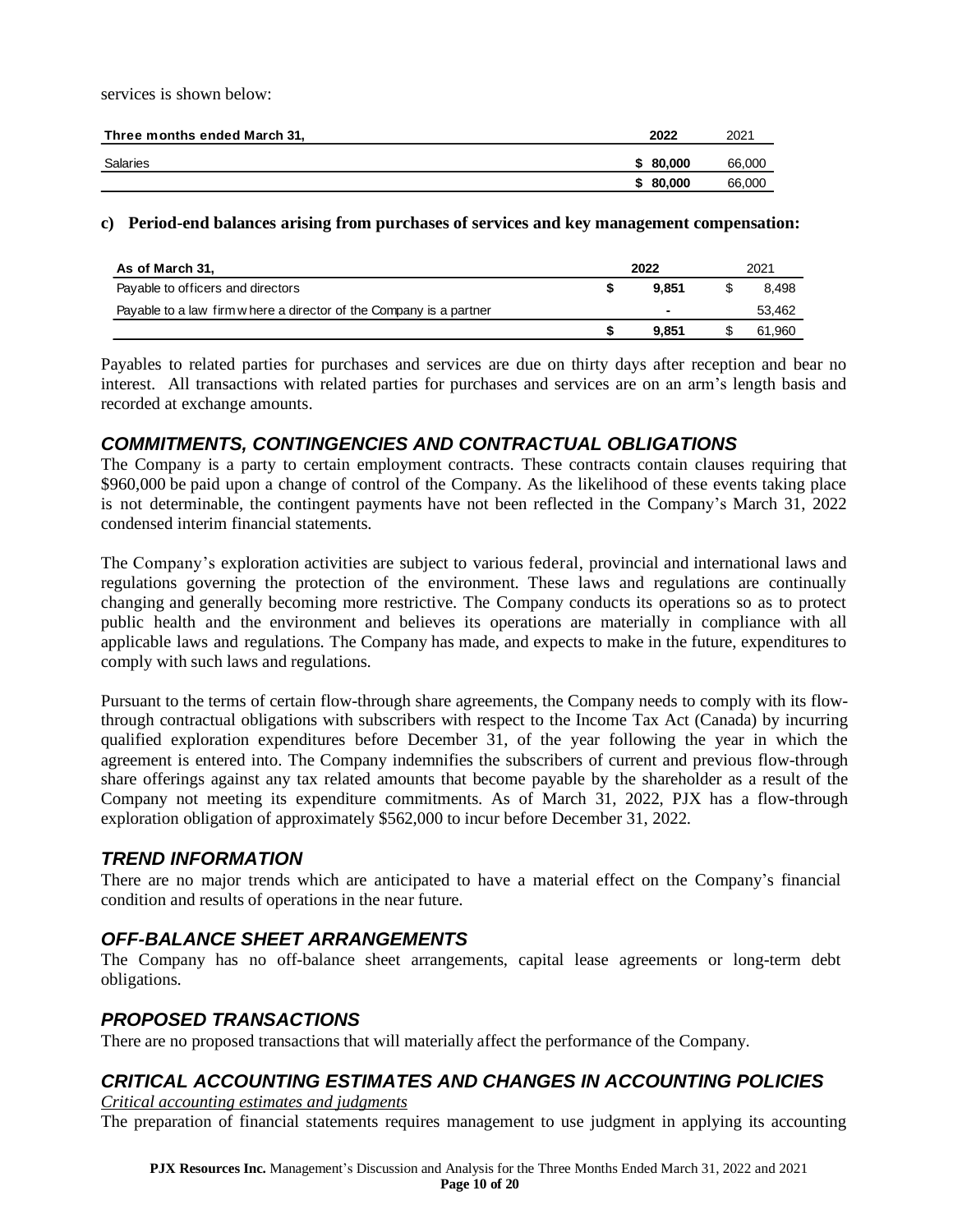services is shown below:

| Three months ended March 31, | 2022 | 2021 |
|---|---|---|
| Salaries | **$ 80,000** | 66,000 |
| | **$ 80,000** | 66,000 |

**c) Period-end balances arising from purchases of services and key management compensation:**

| As of March 31, | 2022 | 2021 |
|---|---|---|
| Payable to officers and directors | **$ 9,851** | $ 8,498 |
| Payable to a law firm where a director of the Company is a partner | **-** | 53,462 |
| | **$ 9,851** | $ 61,960 |

Payables to related parties for purchases and services are due on thirty days after reception and bear no interest. All transactions with related parties for purchases and services are on an arm's length basis and recorded at exchange amounts.

## *COMMITMENTS, CONTINGENCIES AND CONTRACTUAL OBLIGATIONS*

The Company is a party to certain employment contracts. These contracts contain clauses requiring that \$960,000 be paid upon a change of control of the Company. As the likelihood of these events taking place is not determinable, the contingent payments have not been reflected in the Company's March 31, 2022 condensed interim financial statements.

The Company's exploration activities are subject to various federal, provincial and international laws and regulations governing the protection of the environment. These laws and regulations are continually changing and generally becoming more restrictive. The Company conducts its operations so as to protect public health and the environment and believes its operations are materially in compliance with all applicable laws and regulations. The Company has made, and expects to make in the future, expenditures to comply with such laws and regulations.

Pursuant to the terms of certain flow-through share agreements, the Company needs to comply with its flow-through contractual obligations with subscribers with respect to the Income Tax Act (Canada) by incurring qualified exploration expenditures before December 31, of the year following the year in which the agreement is entered into. The Company indemnifies the subscribers of current and previous flow-through share offerings against any tax related amounts that become payable by the shareholder as a result of the Company not meeting its expenditure commitments. As of March 31, 2022, PJX has a flow-through exploration obligation of approximately \$562,000 to incur before December 31, 2022.

## *TREND INFORMATION*

There are no major trends which are anticipated to have a material effect on the Company's financial condition and results of operations in the near future.

## *OFF-BALANCE SHEET ARRANGEMENTS*

The Company has no off-balance sheet arrangements, capital lease agreements or long-term debt obligations.

## *PROPOSED TRANSACTIONS*

There are no proposed transactions that will materially affect the performance of the Company.

## *CRITICAL ACCOUNTING ESTIMATES AND CHANGES IN ACCOUNTING POLICIES*

*Critical accounting estimates and judgments*

The preparation of financial statements requires management to use judgment in applying its accounting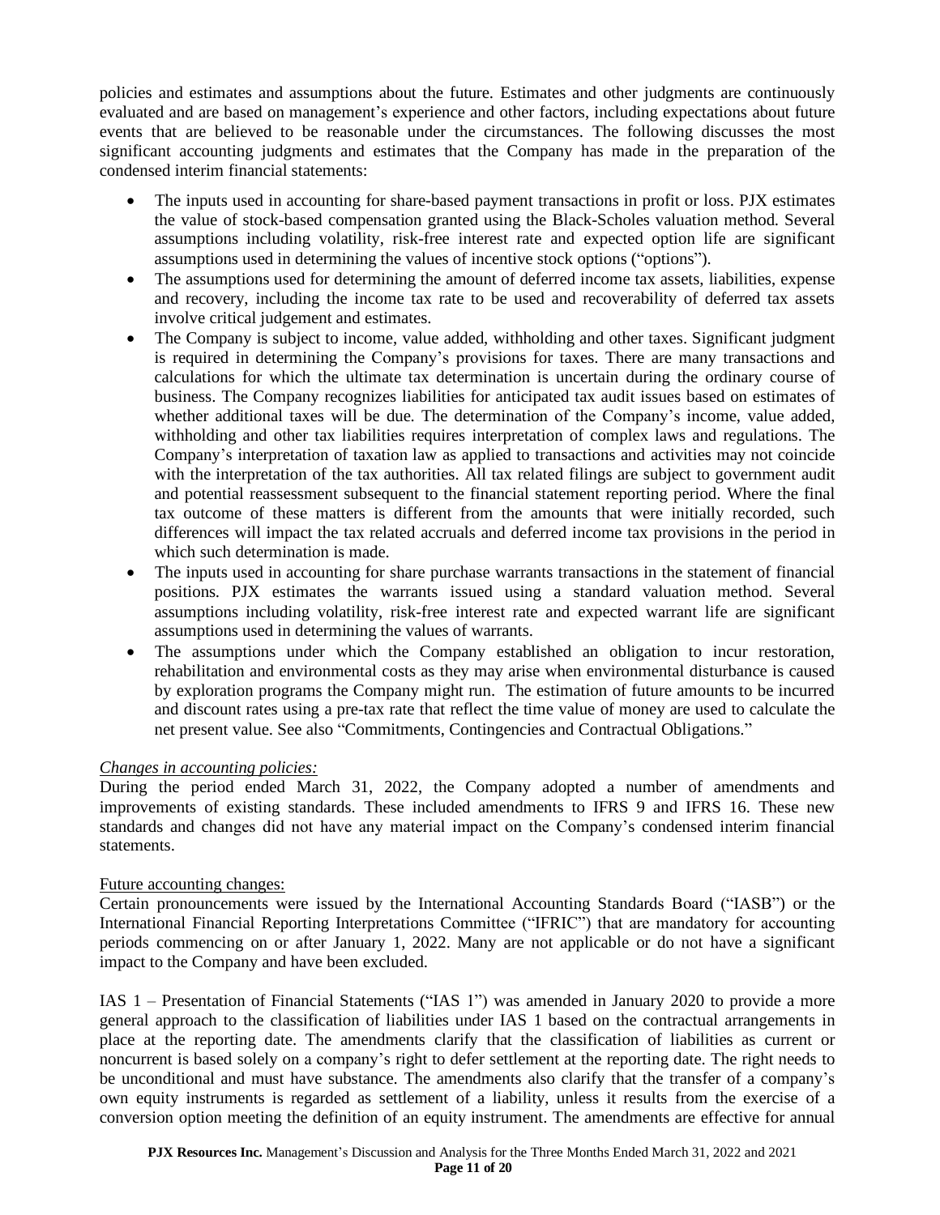policies and estimates and assumptions about the future. Estimates and other judgments are continuously evaluated and are based on management's experience and other factors, including expectations about future events that are believed to be reasonable under the circumstances. The following discusses the most significant accounting judgments and estimates that the Company has made in the preparation of the condensed interim financial statements:

- The inputs used in accounting for share-based payment transactions in profit or loss. PJX estimates the value of stock-based compensation granted using the Black-Scholes valuation method. Several assumptions including volatility, risk-free interest rate and expected option life are significant assumptions used in determining the values of incentive stock options ("options").
- The assumptions used for determining the amount of deferred income tax assets, liabilities, expense and recovery, including the income tax rate to be used and recoverability of deferred tax assets involve critical judgement and estimates.
- The Company is subject to income, value added, withholding and other taxes. Significant judgment is required in determining the Company's provisions for taxes. There are many transactions and calculations for which the ultimate tax determination is uncertain during the ordinary course of business. The Company recognizes liabilities for anticipated tax audit issues based on estimates of whether additional taxes will be due. The determination of the Company's income, value added, withholding and other tax liabilities requires interpretation of complex laws and regulations. The Company's interpretation of taxation law as applied to transactions and activities may not coincide with the interpretation of the tax authorities. All tax related filings are subject to government audit and potential reassessment subsequent to the financial statement reporting period. Where the final tax outcome of these matters is different from the amounts that were initially recorded, such differences will impact the tax related accruals and deferred income tax provisions in the period in which such determination is made.
- The inputs used in accounting for share purchase warrants transactions in the statement of financial positions. PJX estimates the warrants issued using a standard valuation method. Several assumptions including volatility, risk-free interest rate and expected warrant life are significant assumptions used in determining the values of warrants.
- The assumptions under which the Company established an obligation to incur restoration, rehabilitation and environmental costs as they may arise when environmental disturbance is caused by exploration programs the Company might run. The estimation of future amounts to be incurred and discount rates using a pre-tax rate that reflect the time value of money are used to calculate the net present value. See also "Commitments, Contingencies and Contractual Obligations."

*Changes in accounting policies:*

During the period ended March 31, 2022, the Company adopted a number of amendments and improvements of existing standards. These included amendments to IFRS 9 and IFRS 16. These new standards and changes did not have any material impact on the Company's condensed interim financial statements.

Future accounting changes:

Certain pronouncements were issued by the International Accounting Standards Board ("IASB") or the International Financial Reporting Interpretations Committee ("IFRIC") that are mandatory for accounting periods commencing on or after January 1, 2022. Many are not applicable or do not have a significant impact to the Company and have been excluded.

IAS 1 – Presentation of Financial Statements ("IAS 1") was amended in January 2020 to provide a more general approach to the classification of liabilities under IAS 1 based on the contractual arrangements in place at the reporting date. The amendments clarify that the classification of liabilities as current or noncurrent is based solely on a company's right to defer settlement at the reporting date. The right needs to be unconditional and must have substance. The amendments also clarify that the transfer of a company's own equity instruments is regarded as settlement of a liability, unless it results from the exercise of a conversion option meeting the definition of an equity instrument. The amendments are effective for annual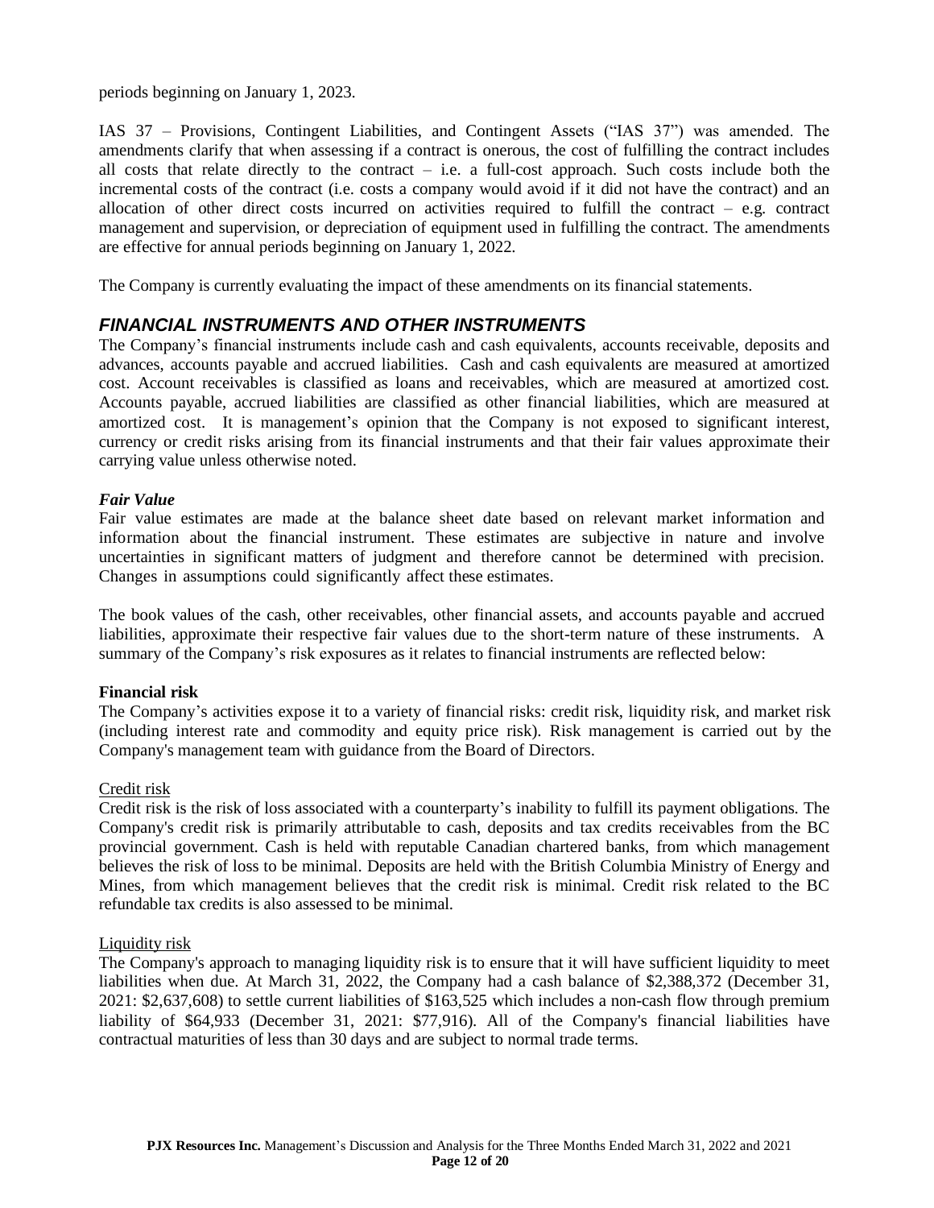periods beginning on January 1, 2023.

IAS 37 – Provisions, Contingent Liabilities, and Contingent Assets ("IAS 37") was amended. The amendments clarify that when assessing if a contract is onerous, the cost of fulfilling the contract includes all costs that relate directly to the contract – i.e. a full-cost approach. Such costs include both the incremental costs of the contract (i.e. costs a company would avoid if it did not have the contract) and an allocation of other direct costs incurred on activities required to fulfill the contract – e.g. contract management and supervision, or depreciation of equipment used in fulfilling the contract. The amendments are effective for annual periods beginning on January 1, 2022.

The Company is currently evaluating the impact of these amendments on its financial statements.

## *FINANCIAL INSTRUMENTS AND OTHER INSTRUMENTS*

The Company's financial instruments include cash and cash equivalents, accounts receivable, deposits and advances, accounts payable and accrued liabilities. Cash and cash equivalents are measured at amortized cost. Account receivables is classified as loans and receivables, which are measured at amortized cost. Accounts payable, accrued liabilities are classified as other financial liabilities, which are measured at amortized cost. It is management's opinion that the Company is not exposed to significant interest, currency or credit risks arising from its financial instruments and that their fair values approximate their carrying value unless otherwise noted.

### *Fair Value*

Fair value estimates are made at the balance sheet date based on relevant market information and information about the financial instrument. These estimates are subjective in nature and involve uncertainties in significant matters of judgment and therefore cannot be determined with precision. Changes in assumptions could significantly affect these estimates.

The book values of the cash, other receivables, other financial assets, and accounts payable and accrued liabilities, approximate their respective fair values due to the short-term nature of these instruments. A summary of the Company's risk exposures as it relates to financial instruments are reflected below:

**Financial risk**

The Company's activities expose it to a variety of financial risks: credit risk, liquidity risk, and market risk (including interest rate and commodity and equity price risk). Risk management is carried out by the Company's management team with guidance from the Board of Directors.

Credit risk

Credit risk is the risk of loss associated with a counterparty's inability to fulfill its payment obligations. The Company's credit risk is primarily attributable to cash, deposits and tax credits receivables from the BC provincial government. Cash is held with reputable Canadian chartered banks, from which management believes the risk of loss to be minimal. Deposits are held with the British Columbia Ministry of Energy and Mines, from which management believes that the credit risk is minimal. Credit risk related to the BC refundable tax credits is also assessed to be minimal.

Liquidity risk

The Company's approach to managing liquidity risk is to ensure that it will have sufficient liquidity to meet liabilities when due. At March 31, 2022, the Company had a cash balance of $2,388,372 (December 31, 2021: $2,637,608) to settle current liabilities of $163,525 which includes a non-cash flow through premium liability of $64,933 (December 31, 2021: $77,916). All of the Company's financial liabilities have contractual maturities of less than 30 days and are subject to normal trade terms.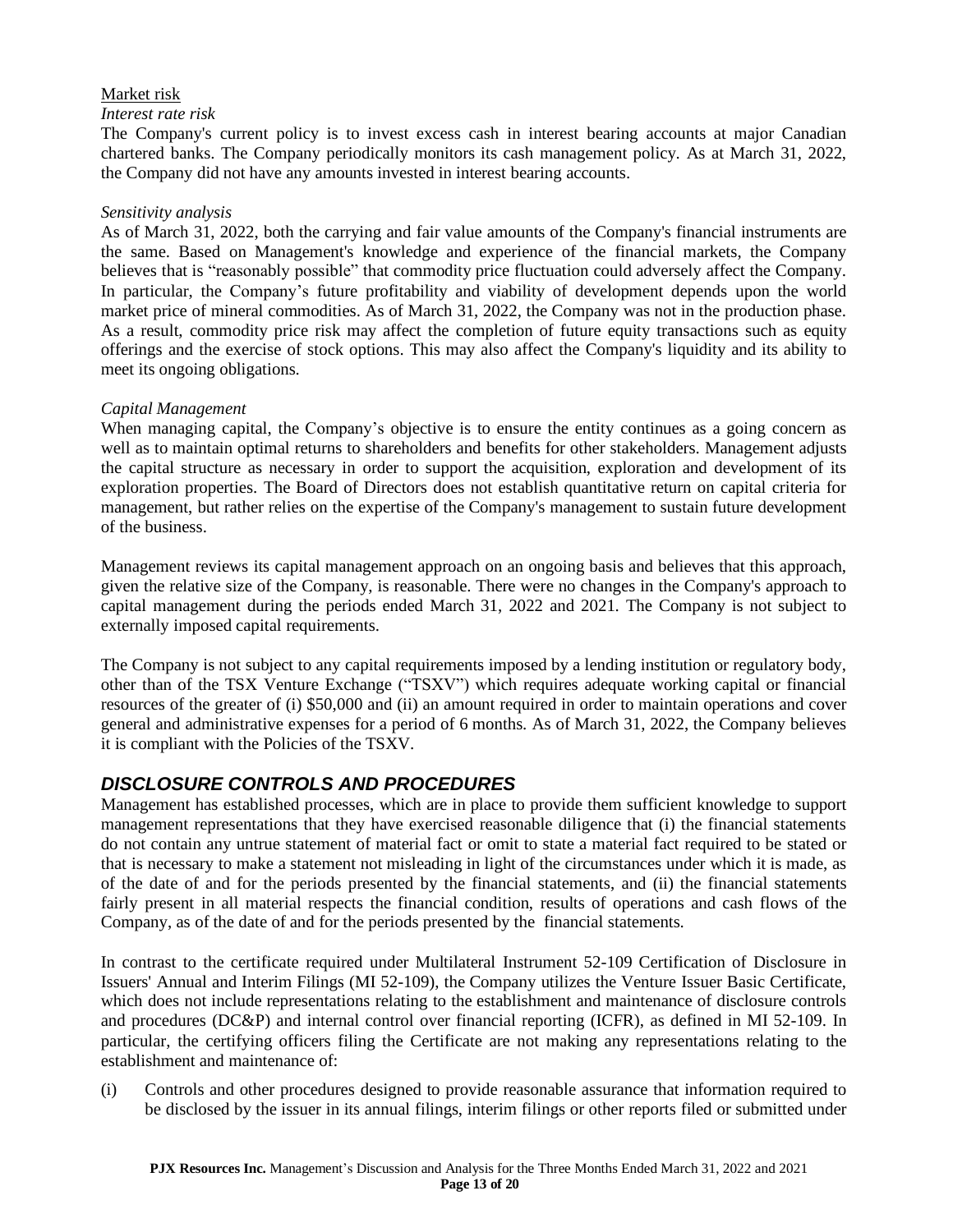<u>Market risk</u>

*Interest rate risk*

The Company's current policy is to invest excess cash in interest bearing accounts at major Canadian chartered banks. The Company periodically monitors its cash management policy. As at March 31, 2022, the Company did not have any amounts invested in interest bearing accounts.

*Sensitivity analysis*

As of March 31, 2022, both the carrying and fair value amounts of the Company's financial instruments are the same. Based on Management's knowledge and experience of the financial markets, the Company believes that is "reasonably possible" that commodity price fluctuation could adversely affect the Company. In particular, the Company's future profitability and viability of development depends upon the world market price of mineral commodities. As of March 31, 2022, the Company was not in the production phase. As a result, commodity price risk may affect the completion of future equity transactions such as equity offerings and the exercise of stock options. This may also affect the Company's liquidity and its ability to meet its ongoing obligations.

*Capital Management*

When managing capital, the Company's objective is to ensure the entity continues as a going concern as well as to maintain optimal returns to shareholders and benefits for other stakeholders. Management adjusts the capital structure as necessary in order to support the acquisition, exploration and development of its exploration properties. The Board of Directors does not establish quantitative return on capital criteria for management, but rather relies on the expertise of the Company's management to sustain future development of the business.

Management reviews its capital management approach on an ongoing basis and believes that this approach, given the relative size of the Company, is reasonable. There were no changes in the Company's approach to capital management during the periods ended March 31, 2022 and 2021. The Company is not subject to externally imposed capital requirements.

The Company is not subject to any capital requirements imposed by a lending institution or regulatory body, other than of the TSX Venture Exchange ("TSXV") which requires adequate working capital or financial resources of the greater of (i) $50,000 and (ii) an amount required in order to maintain operations and cover general and administrative expenses for a period of 6 months. As of March 31, 2022, the Company believes it is compliant with the Policies of the TSXV.

## *DISCLOSURE CONTROLS AND PROCEDURES*

Management has established processes, which are in place to provide them sufficient knowledge to support management representations that they have exercised reasonable diligence that (i) the financial statements do not contain any untrue statement of material fact or omit to state a material fact required to be stated or that is necessary to make a statement not misleading in light of the circumstances under which it is made, as of the date of and for the periods presented by the financial statements, and (ii) the financial statements fairly present in all material respects the financial condition, results of operations and cash flows of the Company, as of the date of and for the periods presented by the financial statements.

In contrast to the certificate required under Multilateral Instrument 52-109 Certification of Disclosure in Issuers' Annual and Interim Filings (MI 52-109), the Company utilizes the Venture Issuer Basic Certificate, which does not include representations relating to the establishment and maintenance of disclosure controls and procedures (DC&P) and internal control over financial reporting (ICFR), as defined in MI 52-109. In particular, the certifying officers filing the Certificate are not making any representations relating to the establishment and maintenance of:

(i) Controls and other procedures designed to provide reasonable assurance that information required to be disclosed by the issuer in its annual filings, interim filings or other reports filed or submitted under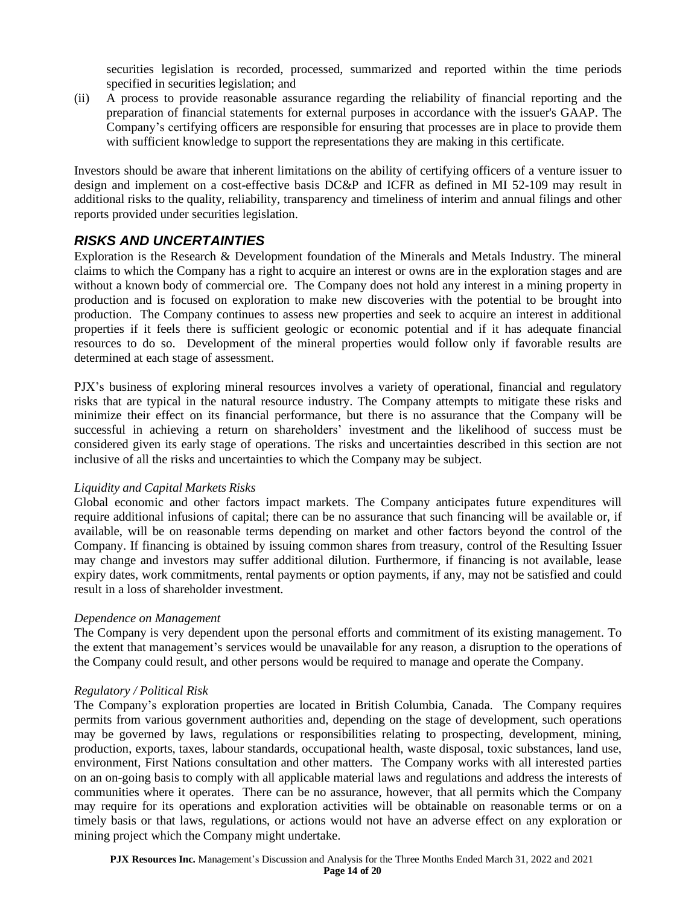securities legislation is recorded, processed, summarized and reported within the time periods specified in securities legislation; and

(ii) A process to provide reasonable assurance regarding the reliability of financial reporting and the preparation of financial statements for external purposes in accordance with the issuer's GAAP. The Company's certifying officers are responsible for ensuring that processes are in place to provide them with sufficient knowledge to support the representations they are making in this certificate.

Investors should be aware that inherent limitations on the ability of certifying officers of a venture issuer to design and implement on a cost-effective basis DC&P and ICFR as defined in MI 52-109 may result in additional risks to the quality, reliability, transparency and timeliness of interim and annual filings and other reports provided under securities legislation.

## RISKS AND UNCERTAINTIES

Exploration is the Research & Development foundation of the Minerals and Metals Industry. The mineral claims to which the Company has a right to acquire an interest or owns are in the exploration stages and are without a known body of commercial ore. The Company does not hold any interest in a mining property in production and is focused on exploration to make new discoveries with the potential to be brought into production. The Company continues to assess new properties and seek to acquire an interest in additional properties if it feels there is sufficient geologic or economic potential and if it has adequate financial resources to do so. Development of the mineral properties would follow only if favorable results are determined at each stage of assessment.

PJX's business of exploring mineral resources involves a variety of operational, financial and regulatory risks that are typical in the natural resource industry. The Company attempts to mitigate these risks and minimize their effect on its financial performance, but there is no assurance that the Company will be successful in achieving a return on shareholders' investment and the likelihood of success must be considered given its early stage of operations. The risks and uncertainties described in this section are not inclusive of all the risks and uncertainties to which the Company may be subject.

*Liquidity and Capital Markets Risks*

Global economic and other factors impact markets. The Company anticipates future expenditures will require additional infusions of capital; there can be no assurance that such financing will be available or, if available, will be on reasonable terms depending on market and other factors beyond the control of the Company. If financing is obtained by issuing common shares from treasury, control of the Resulting Issuer may change and investors may suffer additional dilution. Furthermore, if financing is not available, lease expiry dates, work commitments, rental payments or option payments, if any, may not be satisfied and could result in a loss of shareholder investment.

*Dependence on Management*

The Company is very dependent upon the personal efforts and commitment of its existing management. To the extent that management's services would be unavailable for any reason, a disruption to the operations of the Company could result, and other persons would be required to manage and operate the Company.

*Regulatory / Political Risk*

The Company's exploration properties are located in British Columbia, Canada. The Company requires permits from various government authorities and, depending on the stage of development, such operations may be governed by laws, regulations or responsibilities relating to prospecting, development, mining, production, exports, taxes, labour standards, occupational health, waste disposal, toxic substances, land use, environment, First Nations consultation and other matters. The Company works with all interested parties on an on-going basis to comply with all applicable material laws and regulations and address the interests of communities where it operates. There can be no assurance, however, that all permits which the Company may require for its operations and exploration activities will be obtainable on reasonable terms or on a timely basis or that laws, regulations, or actions would not have an adverse effect on any exploration or mining project which the Company might undertake.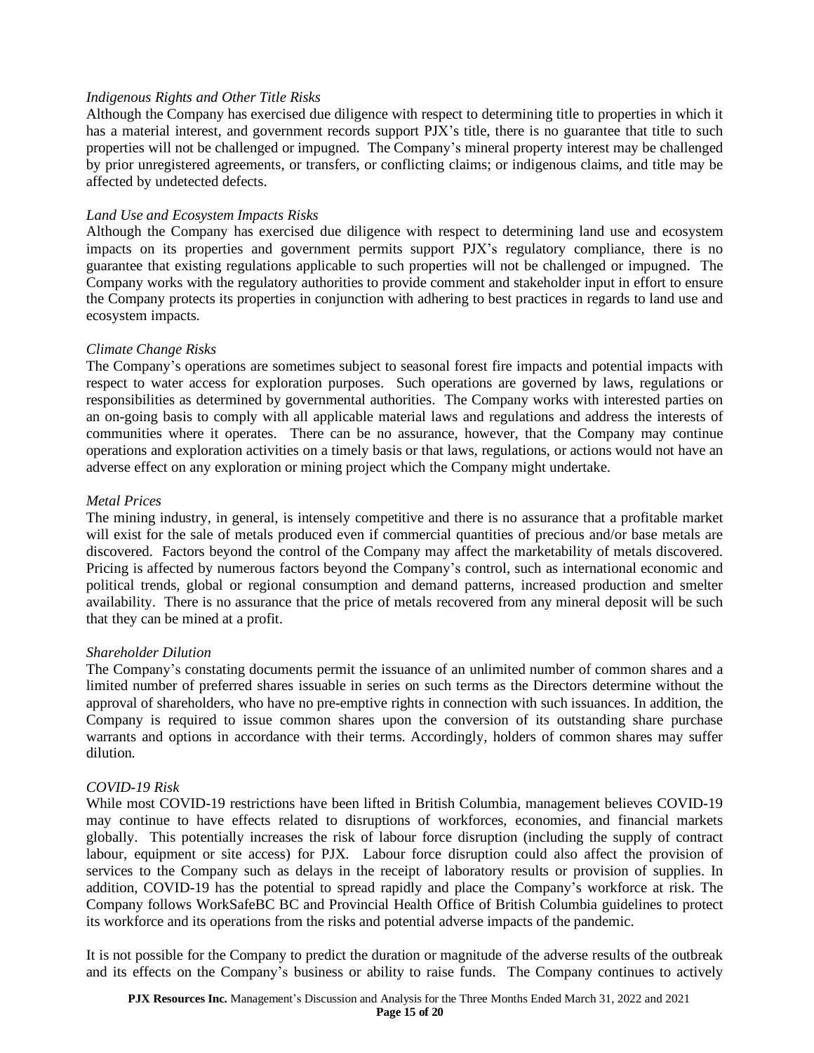*Indigenous Rights and Other Title Risks*

Although the Company has exercised due diligence with respect to determining title to properties in which it has a material interest, and government records support PJX's title, there is no guarantee that title to such properties will not be challenged or impugned. The Company's mineral property interest may be challenged by prior unregistered agreements, or transfers, or conflicting claims; or indigenous claims, and title may be affected by undetected defects.

*Land Use and Ecosystem Impacts Risks*

Although the Company has exercised due diligence with respect to determining land use and ecosystem impacts on its properties and government permits support PJX's regulatory compliance, there is no guarantee that existing regulations applicable to such properties will not be challenged or impugned. The Company works with the regulatory authorities to provide comment and stakeholder input in effort to ensure the Company protects its properties in conjunction with adhering to best practices in regards to land use and ecosystem impacts.

*Climate Change Risks*

The Company's operations are sometimes subject to seasonal forest fire impacts and potential impacts with respect to water access for exploration purposes. Such operations are governed by laws, regulations or responsibilities as determined by governmental authorities. The Company works with interested parties on an on-going basis to comply with all applicable material laws and regulations and address the interests of communities where it operates. There can be no assurance, however, that the Company may continue operations and exploration activities on a timely basis or that laws, regulations, or actions would not have an adverse effect on any exploration or mining project which the Company might undertake.

*Metal Prices*

The mining industry, in general, is intensely competitive and there is no assurance that a profitable market will exist for the sale of metals produced even if commercial quantities of precious and/or base metals are discovered. Factors beyond the control of the Company may affect the marketability of metals discovered. Pricing is affected by numerous factors beyond the Company's control, such as international economic and political trends, global or regional consumption and demand patterns, increased production and smelter availability. There is no assurance that the price of metals recovered from any mineral deposit will be such that they can be mined at a profit.

*Shareholder Dilution*

The Company's constating documents permit the issuance of an unlimited number of common shares and a limited number of preferred shares issuable in series on such terms as the Directors determine without the approval of shareholders, who have no pre-emptive rights in connection with such issuances. In addition, the Company is required to issue common shares upon the conversion of its outstanding share purchase warrants and options in accordance with their terms. Accordingly, holders of common shares may suffer dilution.

*COVID-19 Risk*

While most COVID-19 restrictions have been lifted in British Columbia, management believes COVID-19 may continue to have effects related to disruptions of workforces, economies, and financial markets globally. This potentially increases the risk of labour force disruption (including the supply of contract labour, equipment or site access) for PJX. Labour force disruption could also affect the provision of services to the Company such as delays in the receipt of laboratory results or provision of supplies. In addition, COVID-19 has the potential to spread rapidly and place the Company's workforce at risk. The Company follows WorkSafeBC BC and Provincial Health Office of British Columbia guidelines to protect its workforce and its operations from the risks and potential adverse impacts of the pandemic.

It is not possible for the Company to predict the duration or magnitude of the adverse results of the outbreak and its effects on the Company's business or ability to raise funds. The Company continues to actively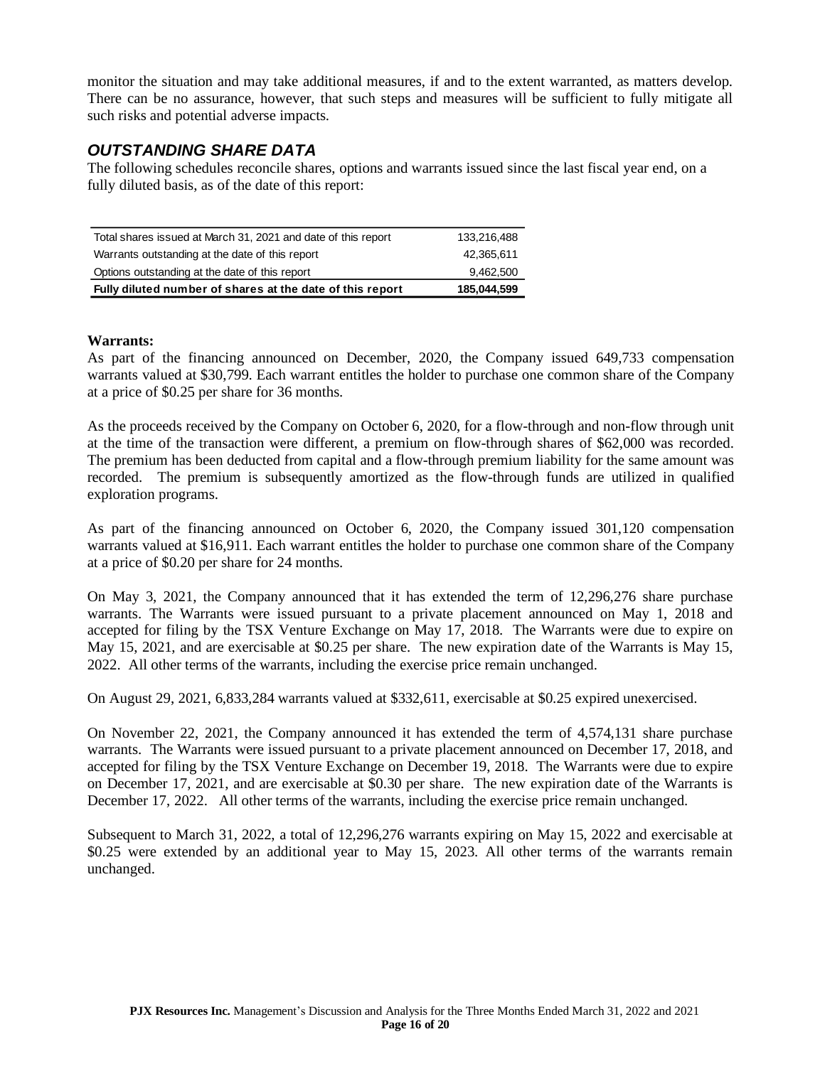monitor the situation and may take additional measures, if and to the extent warranted, as matters develop. There can be no assurance, however, that such steps and measures will be sufficient to fully mitigate all such risks and potential adverse impacts.

## *OUTSTANDING SHARE DATA*

The following schedules reconcile shares, options and warrants issued since the last fiscal year end, on a fully diluted basis, as of the date of this report:

| | |
|---|---|
| Total shares issued at March 31, 2021 and date of this report | 133,216,488 |
| Warrants outstanding at the date of this report | 42,365,611 |
| Options outstanding at the date of this report | 9,462,500 |
| **Fully diluted number of shares at the date of this report** | **185,044,599** |

**Warrants:**

As part of the financing announced on December, 2020, the Company issued 649,733 compensation warrants valued at $30,799. Each warrant entitles the holder to purchase one common share of the Company at a price of $0.25 per share for 36 months.

As the proceeds received by the Company on October 6, 2020, for a flow-through and non-flow through unit at the time of the transaction were different, a premium on flow-through shares of $62,000 was recorded. The premium has been deducted from capital and a flow-through premium liability for the same amount was recorded. The premium is subsequently amortized as the flow-through funds are utilized in qualified exploration programs.

As part of the financing announced on October 6, 2020, the Company issued 301,120 compensation warrants valued at $16,911. Each warrant entitles the holder to purchase one common share of the Company at a price of $0.20 per share for 24 months.

On May 3, 2021, the Company announced that it has extended the term of 12,296,276 share purchase warrants. The Warrants were issued pursuant to a private placement announced on May 1, 2018 and accepted for filing by the TSX Venture Exchange on May 17, 2018. The Warrants were due to expire on May 15, 2021, and are exercisable at $0.25 per share. The new expiration date of the Warrants is May 15, 2022. All other terms of the warrants, including the exercise price remain unchanged.

On August 29, 2021, 6,833,284 warrants valued at $332,611, exercisable at $0.25 expired unexercised.

On November 22, 2021, the Company announced it has extended the term of 4,574,131 share purchase warrants. The Warrants were issued pursuant to a private placement announced on December 17, 2018, and accepted for filing by the TSX Venture Exchange on December 19, 2018. The Warrants were due to expire on December 17, 2021, and are exercisable at $0.30 per share. The new expiration date of the Warrants is December 17, 2022. All other terms of the warrants, including the exercise price remain unchanged.

Subsequent to March 31, 2022, a total of 12,296,276 warrants expiring on May 15, 2022 and exercisable at $0.25 were extended by an additional year to May 15, 2023. All other terms of the warrants remain unchanged.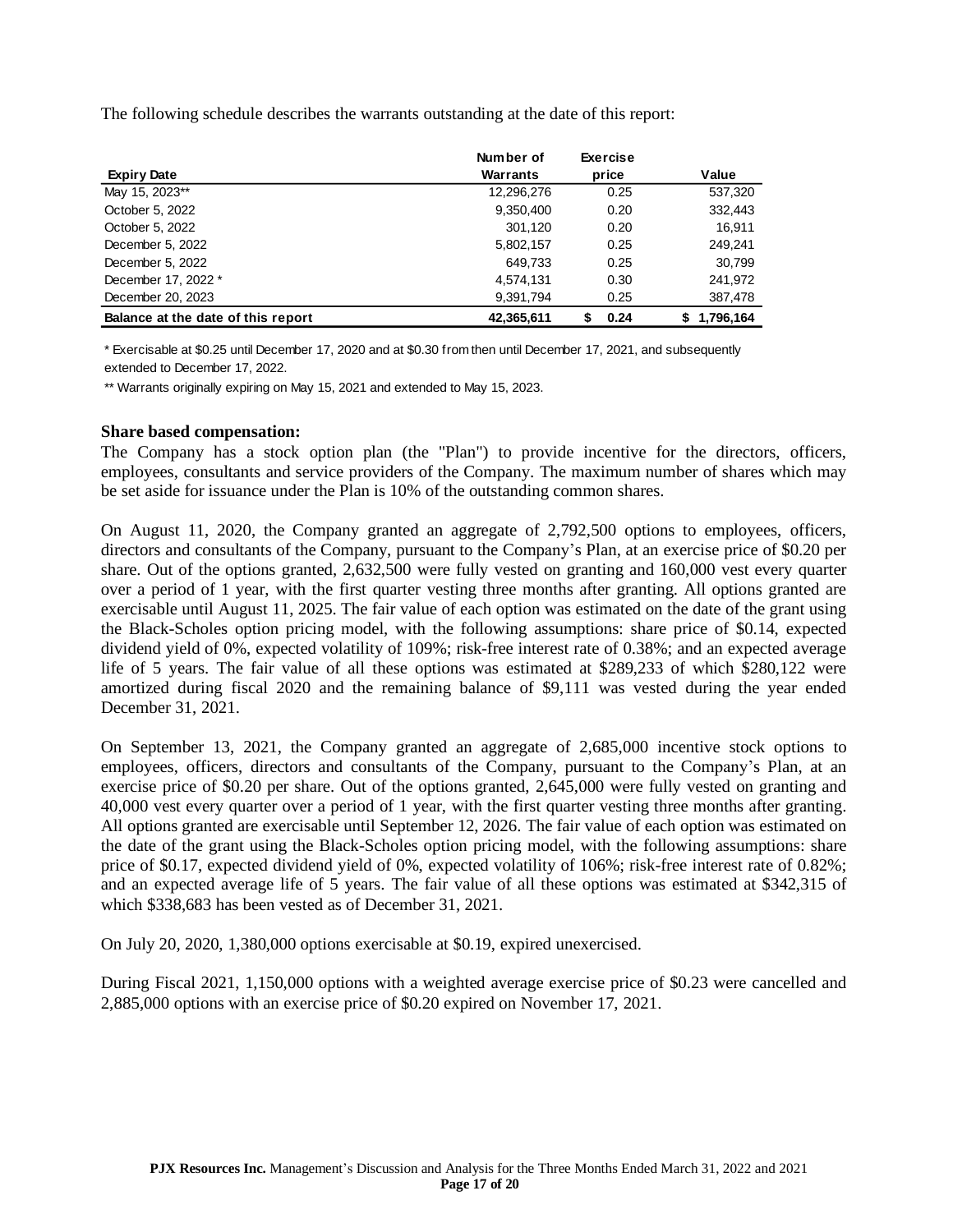The following schedule describes the warrants outstanding at the date of this report:

| Expiry Date | Number of Warrants | Exercise price | Value |
|---|---|---|---|
| May 15, 2023** | 12,296,276 | 0.25 | 537,320 |
| October 5, 2022 | 9,350,400 | 0.20 | 332,443 |
| October 5, 2022 | 301,120 | 0.20 | 16,911 |
| December 5, 2022 | 5,802,157 | 0.25 | 249,241 |
| December 5, 2022 | 649,733 | 0.25 | 30,799 |
| December 17, 2022 * | 4,574,131 | 0.30 | 241,972 |
| December 20, 2023 | 9,391,794 | 0.25 | 387,478 |
| **Balance at the date of this report** | **42,365,611** | **$ 0.24** | **$ 1,796,164** |

* Exercisable at $0.25 until December 17, 2020 and at $0.30 from then until December 17, 2021, and subsequently extended to December 17, 2022.

** Warrants originally expiring on May 15, 2021 and extended to May 15, 2023.

**Share based compensation:**

The Company has a stock option plan (the "Plan") to provide incentive for the directors, officers, employees, consultants and service providers of the Company. The maximum number of shares which may be set aside for issuance under the Plan is 10% of the outstanding common shares.

On August 11, 2020, the Company granted an aggregate of 2,792,500 options to employees, officers, directors and consultants of the Company, pursuant to the Company's Plan, at an exercise price of $0.20 per share. Out of the options granted, 2,632,500 were fully vested on granting and 160,000 vest every quarter over a period of 1 year, with the first quarter vesting three months after granting. All options granted are exercisable until August 11, 2025. The fair value of each option was estimated on the date of the grant using the Black-Scholes option pricing model, with the following assumptions: share price of $0.14, expected dividend yield of 0%, expected volatility of 109%; risk-free interest rate of 0.38%; and an expected average life of 5 years. The fair value of all these options was estimated at $289,233 of which $280,122 were amortized during fiscal 2020 and the remaining balance of $9,111 was vested during the year ended December 31, 2021.

On September 13, 2021, the Company granted an aggregate of 2,685,000 incentive stock options to employees, officers, directors and consultants of the Company, pursuant to the Company's Plan, at an exercise price of $0.20 per share. Out of the options granted, 2,645,000 were fully vested on granting and 40,000 vest every quarter over a period of 1 year, with the first quarter vesting three months after granting. All options granted are exercisable until September 12, 2026. The fair value of each option was estimated on the date of the grant using the Black-Scholes option pricing model, with the following assumptions: share price of $0.17, expected dividend yield of 0%, expected volatility of 106%; risk-free interest rate of 0.82%; and an expected average life of 5 years. The fair value of all these options was estimated at $342,315 of which $338,683 has been vested as of December 31, 2021.

On July 20, 2020, 1,380,000 options exercisable at $0.19, expired unexercised.

During Fiscal 2021, 1,150,000 options with a weighted average exercise price of $0.23 were cancelled and 2,885,000 options with an exercise price of $0.20 expired on November 17, 2021.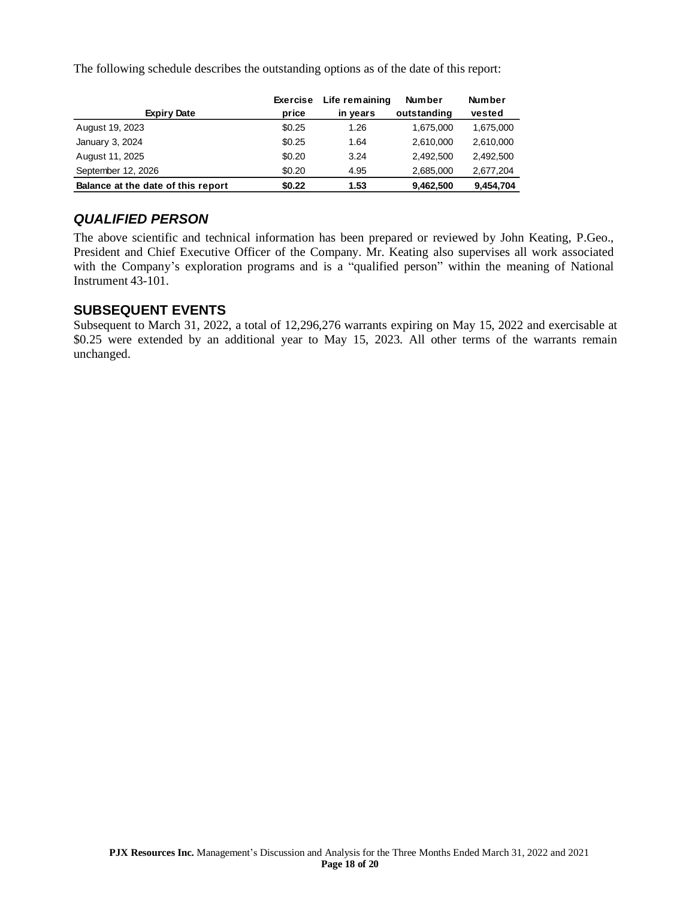The following schedule describes the outstanding options as of the date of this report:

| Expiry Date | Exercise price | Life remaining in years | Number outstanding | Number vested |
|---|---|---|---|---|
| August 19, 2023 | \$0.25 | 1.26 | 1,675,000 | 1,675,000 |
| January 3, 2024 | \$0.25 | 1.64 | 2,610,000 | 2,610,000 |
| August 11, 2025 | \$0.20 | 3.24 | 2,492,500 | 2,492,500 |
| September 12, 2026 | \$0.20 | 4.95 | 2,685,000 | 2,677,204 |
| **Balance at the date of this report** | **\$0.22** | **1.53** | **9,462,500** | **9,454,704** |

## *QUALIFIED PERSON*

The above scientific and technical information has been prepared or reviewed by John Keating, P.Geo., President and Chief Executive Officer of the Company. Mr. Keating also supervises all work associated with the Company's exploration programs and is a "qualified person" within the meaning of National Instrument 43-101.

## SUBSEQUENT EVENTS

Subsequent to March 31, 2022, a total of 12,296,276 warrants expiring on May 15, 2022 and exercisable at \$0.25 were extended by an additional year to May 15, 2023. All other terms of the warrants remain unchanged.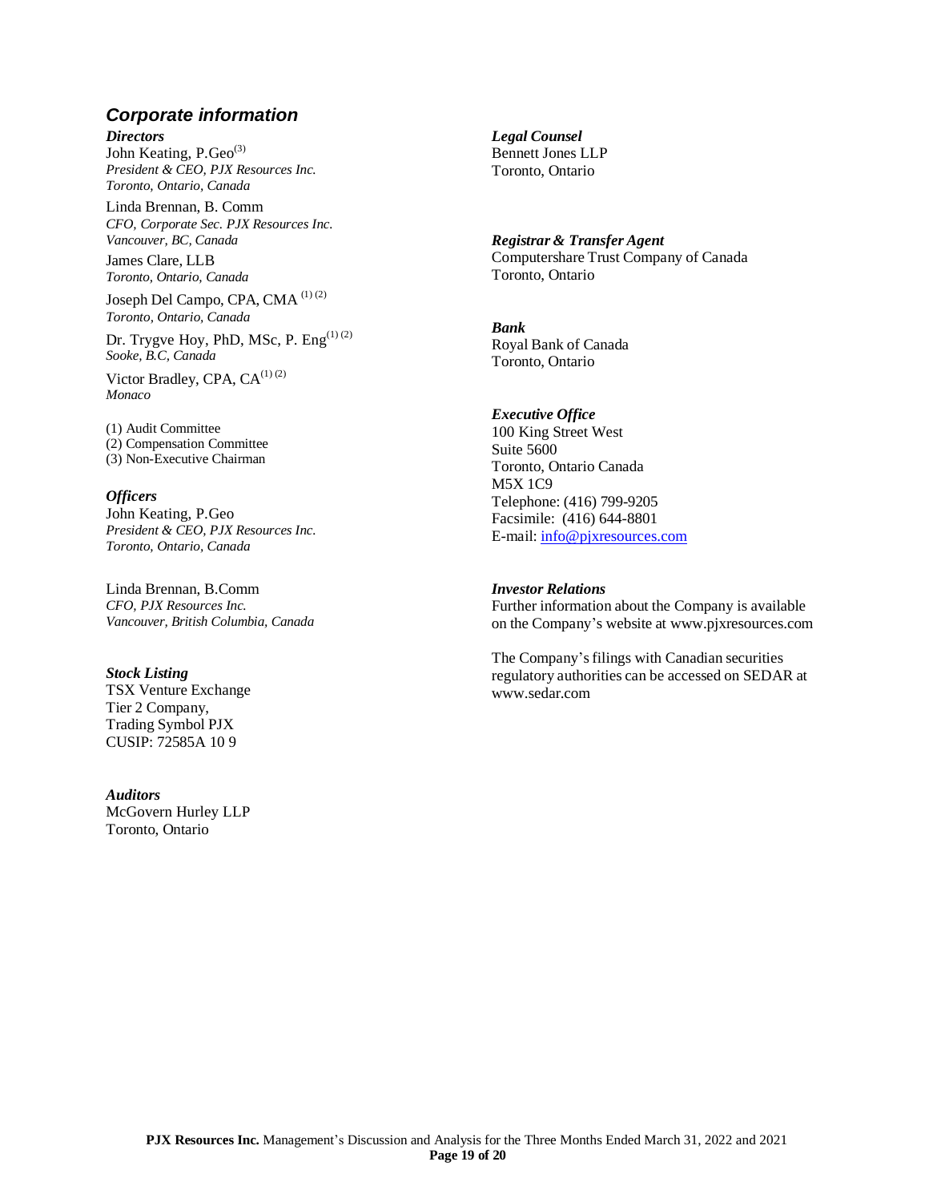## *Corporate information*

***Directors***

John Keating, P.Geo[3]
*President & CEO, PJX Resources Inc.*
*Toronto, Ontario, Canada*

Linda Brennan, B. Comm
*CFO, Corporate Sec. PJX Resources Inc.*
*Vancouver, BC, Canada*

James Clare, LLB
*Toronto, Ontario, Canada*

Joseph Del Campo, CPA, CMA [1] [2]
*Toronto, Ontario, Canada*

Dr. Trygve Hoy, PhD, MSc, P. Eng[1] [2]
*Sooke, B.C, Canada*

Victor Bradley, CPA, CA[1] [2]
*Monaco*

(1) Audit Committee
(2) Compensation Committee
(3) Non-Executive Chairman

***Officers***

John Keating, P.Geo
*President & CEO, PJX Resources Inc.*
*Toronto, Ontario, Canada*

Linda Brennan, B.Comm
*CFO, PJX Resources Inc.*
*Vancouver, British Columbia, Canada*

***Stock Listing***

TSX Venture Exchange
Tier 2 Company,
Trading Symbol PJX
CUSIP: 72585A 10 9

***Auditors***

McGovern Hurley LLP
Toronto, Ontario

***Legal Counsel***

Bennett Jones LLP
Toronto, Ontario

***Registrar & Transfer Agent***

Computershare Trust Company of Canada
Toronto, Ontario

***Bank***

Royal Bank of Canada
Toronto, Ontario

***Executive Office***

100 King Street West
Suite 5600
Toronto, Ontario Canada
M5X 1C9
Telephone: (416) 799-9205
Facsimile: (416) 644-8801
E-mail: info@pjxresources.com

***Investor Relations***

Further information about the Company is available on the Company's website at www.pjxresources.com

The Company's filings with Canadian securities regulatory authorities can be accessed on SEDAR at www.sedar.com